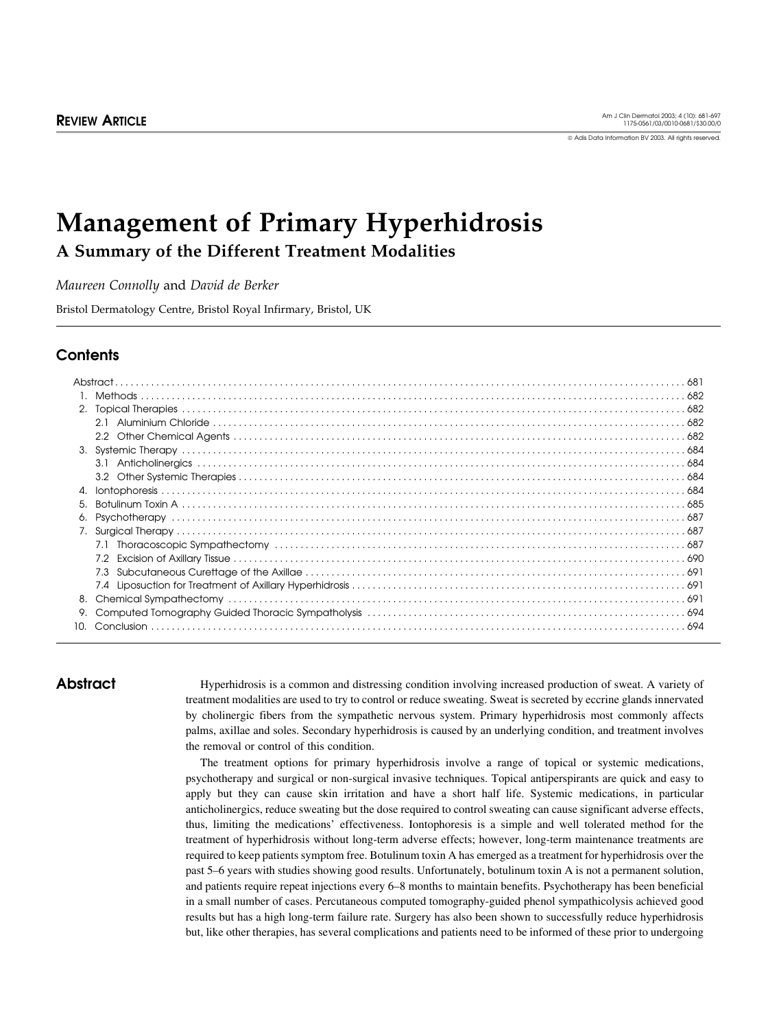REVIEW ARTICLE

© Adis Data Information BV 2003. All rights reserved.

# Management of Primary Hyperhidrosis

## A Summary of the Different Treatment Modalities

*Maureen Connolly* and *David de Berker*

Bristol Dermatology Centre, Bristol Royal Infirmary, Bristol, UK

## Contents

- Abstract .... 681
- 1. Methods .... 682
- 2. Topical Therapies .... 682
  - 2.1 Aluminium Chloride .... 682
  - 2.2 Other Chemical Agents .... 682
- 3. Systemic Therapy .... 684
  - 3.1 Anticholinergics .... 684
  - 3.2 Other Systemic Therapies .... 684
- 4. Iontophoresis .... 684
- 5. Botulinum Toxin A .... 685
- 6. Psychotherapy .... 687
- 7. Surgical Therapy .... 687
  - 7.1 Thoracoscopic Sympathectomy .... 687
  - 7.2 Excision of Axillary Tissue .... 690
  - 7.3 Subcutaneous Curettage of the Axillae .... 691
  - 7.4 Liposuction for Treatment of Axillary Hyperhidrosis .... 691
- 8. Chemical Sympathectomy .... 691
- 9. Computed Tomography Guided Thoracic Sympatholysis .... 694
- 10. Conclusion .... 694

## Abstract

Hyperhidrosis is a common and distressing condition involving increased production of sweat. A variety of treatment modalities are used to try to control or reduce sweating. Sweat is secreted by eccrine glands innervated by cholinergic fibers from the sympathetic nervous system. Primary hyperhidrosis most commonly affects palms, axillae and soles. Secondary hyperhidrosis is caused by an underlying condition, and treatment involves the removal or control of this condition.

The treatment options for primary hyperhidrosis involve a range of topical or systemic medications, psychotherapy and surgical or non-surgical invasive techniques. Topical antiperspirants are quick and easy to apply but they can cause skin irritation and have a short half life. Systemic medications, in particular anticholinergics, reduce sweating but the dose required to control sweating can cause significant adverse effects, thus, limiting the medications' effectiveness. Iontophoresis is a simple and well tolerated method for the treatment of hyperhidrosis without long-term adverse effects; however, long-term maintenance treatments are required to keep patients symptom free. Botulinum toxin A has emerged as a treatment for hyperhidrosis over the past 5–6 years with studies showing good results. Unfortunately, botulinum toxin A is not a permanent solution, and patients require repeat injections every 6–8 months to maintain benefits. Psychotherapy has been beneficial in a small number of cases. Percutaneous computed tomography-guided phenol sympathicolysis achieved good results but has a high long-term failure rate. Surgery has also been shown to successfully reduce hyperhidrosis but, like other therapies, has several complications and patients need to be informed of these prior to undergoing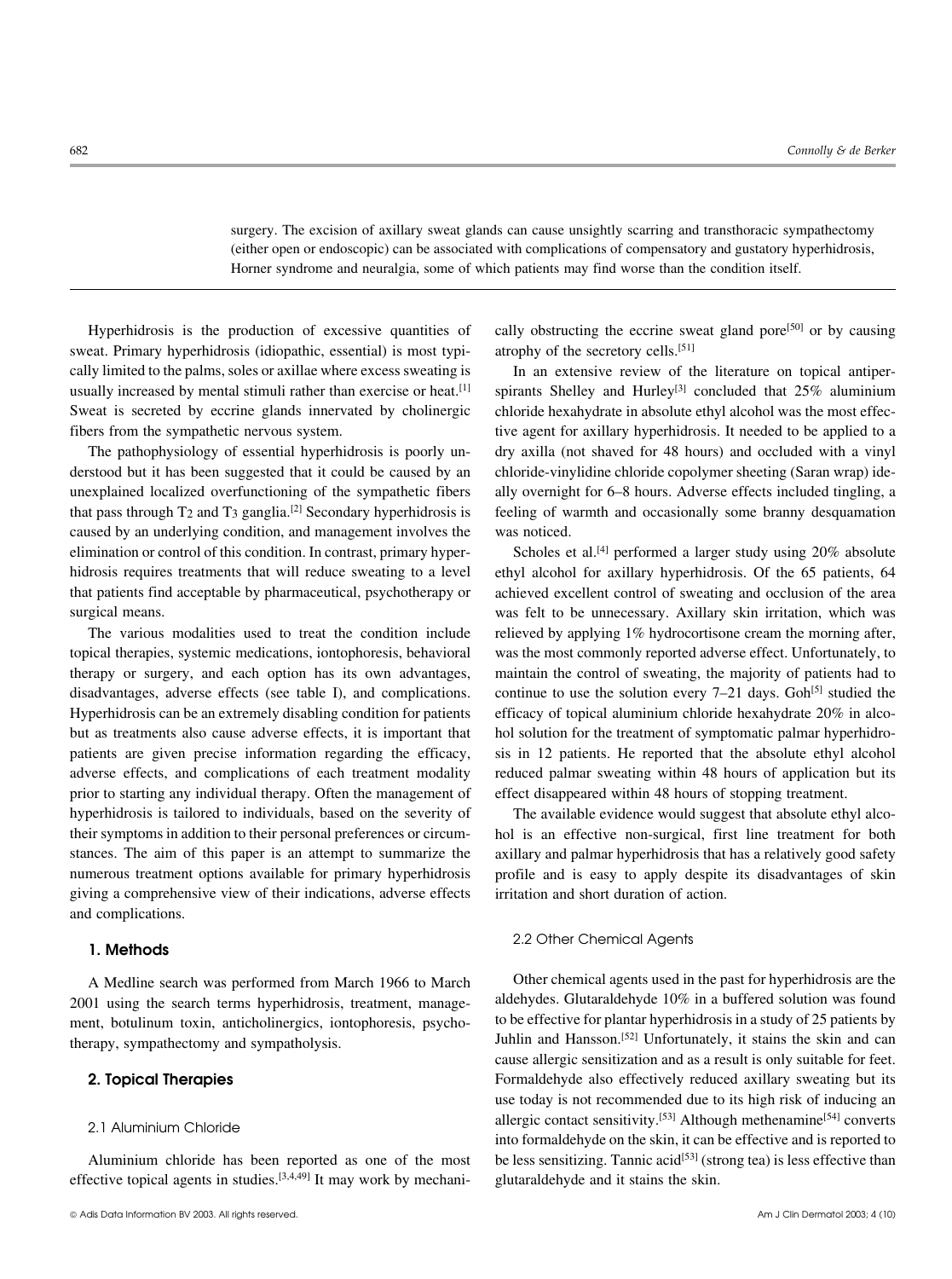surgery. The excision of axillary sweat glands can cause unsightly scarring and transthoracic sympathectomy (either open or endoscopic) can be associated with complications of compensatory and gustatory hyperhidrosis, Horner syndrome and neuralgia, some of which patients may find worse than the condition itself.

---

Hyperhidrosis is the production of excessive quantities of sweat. Primary hyperhidrosis (idiopathic, essential) is most typically limited to the palms, soles or axillae where excess sweating is usually increased by mental stimuli rather than exercise or heat.[1] Sweat is secreted by eccrine glands innervated by cholinergic fibers from the sympathetic nervous system.

The pathophysiology of essential hyperhidrosis is poorly understood but it has been suggested that it could be caused by an unexplained localized overfunctioning of the sympathetic fibers that pass through $T_2$ and $T_3$ ganglia.[2] Secondary hyperhidrosis is caused by an underlying condition, and management involves the elimination or control of this condition. In contrast, primary hyperhidrosis requires treatments that will reduce sweating to a level that patients find acceptable by pharmaceutical, psychotherapy or surgical means.

The various modalities used to treat the condition include topical therapies, systemic medications, iontophoresis, behavioral therapy or surgery, and each option has its own advantages, disadvantages, adverse effects (see table I), and complications. Hyperhidrosis can be an extremely disabling condition for patients but as treatments also cause adverse effects, it is important that patients are given precise information regarding the efficacy, adverse effects, and complications of each treatment modality prior to starting any individual therapy. Often the management of hyperhidrosis is tailored to individuals, based on the severity of their symptoms in addition to their personal preferences or circumstances. The aim of this paper is an attempt to summarize the numerous treatment options available for primary hyperhidrosis giving a comprehensive view of their indications, adverse effects and complications.

## 1. Methods

A Medline search was performed from March 1966 to March 2001 using the search terms hyperhidrosis, treatment, management, botulinum toxin, anticholinergics, iontophoresis, psychotherapy, sympathectomy and sympatholysis.

## 2. Topical Therapies

### 2.1 Aluminium Chloride

Aluminium chloride has been reported as one of the most effective topical agents in studies.[3,4,49] It may work by mechanically obstructing the eccrine sweat gland pore[50] or by causing atrophy of the secretory cells.[51]

In an extensive review of the literature on topical antiperspirants Shelley and Hurley[3] concluded that 25% aluminium chloride hexahydrate in absolute ethyl alcohol was the most effective agent for axillary hyperhidrosis. It needed to be applied to a dry axilla (not shaved for 48 hours) and occluded with a vinyl chloride-vinylidine chloride copolymer sheeting (Saran wrap) ideally overnight for 6–8 hours. Adverse effects included tingling, a feeling of warmth and occasionally some branny desquamation was noticed.

Scholes et al.[4] performed a larger study using 20% absolute ethyl alcohol for axillary hyperhidrosis. Of the 65 patients, 64 achieved excellent control of sweating and occlusion of the area was felt to be unnecessary. Axillary skin irritation, which was relieved by applying 1% hydrocortisone cream the morning after, was the most commonly reported adverse effect. Unfortunately, to maintain the control of sweating, the majority of patients had to continue to use the solution every 7–21 days. Goh[5] studied the efficacy of topical aluminium chloride hexahydrate 20% in alcohol solution for the treatment of symptomatic palmar hyperhidrosis in 12 patients. He reported that the absolute ethyl alcohol reduced palmar sweating within 48 hours of application but its effect disappeared within 48 hours of stopping treatment.

The available evidence would suggest that absolute ethyl alcohol is an effective non-surgical, first line treatment for both axillary and palmar hyperhidrosis that has a relatively good safety profile and is easy to apply despite its disadvantages of skin irritation and short duration of action.

### 2.2 Other Chemical Agents

Other chemical agents used in the past for hyperhidrosis are the aldehydes. Glutaraldehyde 10% in a buffered solution was found to be effective for plantar hyperhidrosis in a study of 25 patients by Juhlin and Hansson.[52] Unfortunately, it stains the skin and can cause allergic sensitization and as a result is only suitable for feet. Formaldehyde also effectively reduced axillary sweating but its use today is not recommended due to its high risk of inducing an allergic contact sensitivity.[53] Although methenamine[54] converts into formaldehyde on the skin, it can be effective and is reported to be less sensitizing. Tannic acid[53] (strong tea) is less effective than glutaraldehyde and it stains the skin.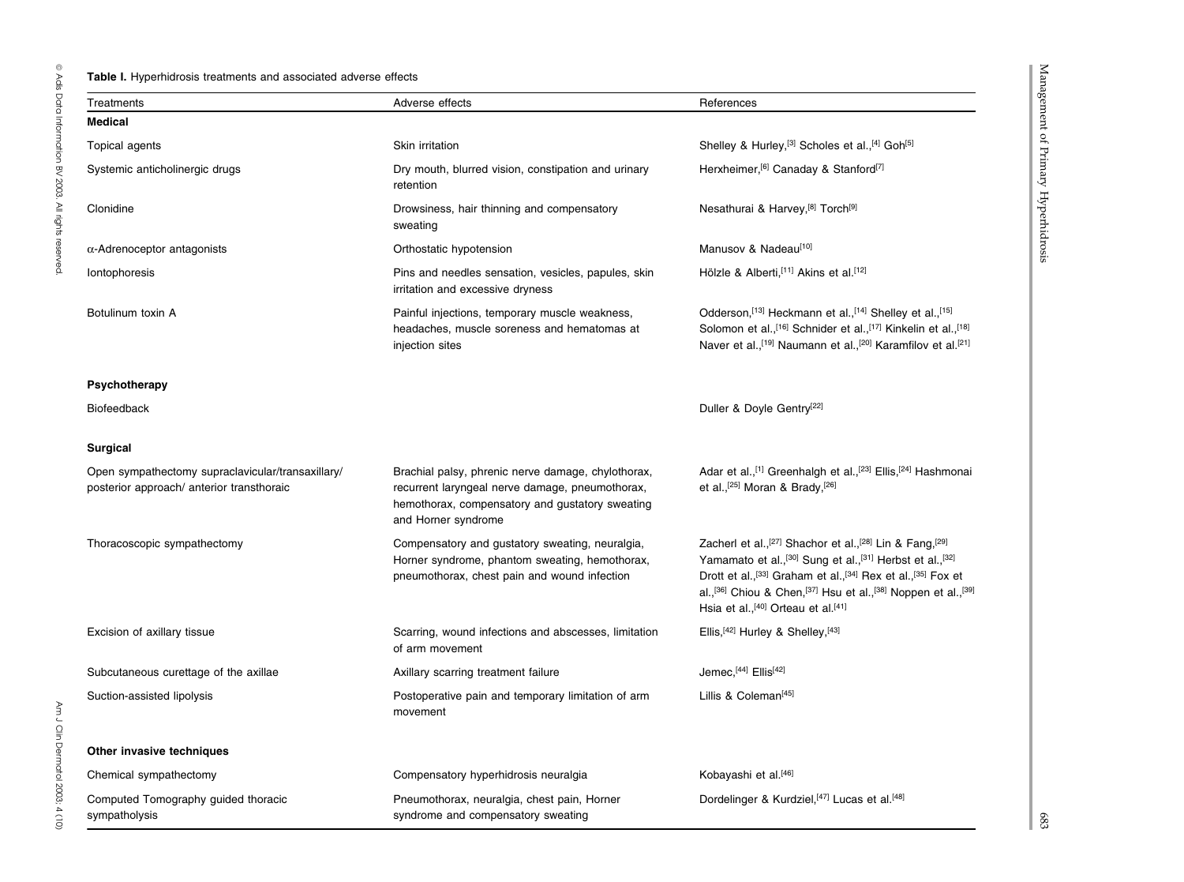**Table I.** Hyperhidrosis treatments and associated adverse effects

| Treatments | Adverse effects | References |
|---|---|---|
| **Medical** | | |
| Topical agents | Skin irritation | Shelley & Hurley,[3] Scholes et al.,[4] Goh[5] |
| Systemic anticholinergic drugs | Dry mouth, blurred vision, constipation and urinary retention | Herxheimer,[6] Canaday & Stanford[7] |
| Clonidine | Drowsiness, hair thinning and compensatory sweating | Nesathurai & Harvey,[8] Torch[9] |
| α-Adrenoceptor antagonists | Orthostatic hypotension | Manusov & Nadeau[10] |
| Iontophoresis | Pins and needles sensation, vesicles, papules, skin irritation and excessive dryness | Hölzle & Alberti,[11] Akins et al.[12] |
| Botulinum toxin A | Painful injections, temporary muscle weakness, headaches, muscle soreness and hematomas at injection sites | Odderson,[13] Heckmann et al.,[14] Shelley et al.,[15] Solomon et al.,[16] Schnider et al.,[17] Kinkelin et al.,[18] Naver et al.,[19] Naumann et al.,[20] Karamfilov et al.[21] |
| **Psychotherapy** | | |
| Biofeedback | | Duller & Doyle Gentry[22] |
| **Surgical** | | |
| Open sympathectomy supraclavicular/transaxillary/ posterior approach/ anterior transthoraic | Brachial palsy, phrenic nerve damage, chylothorax, recurrent laryngeal nerve damage, pneumothorax, hemothorax, compensatory and gustatory sweating and Horner syndrome | Adar et al.,[1] Greenhalgh et al.,[23] Ellis,[24] Hashmonai et al.,[25] Moran & Brady,[26] |
| Thoracoscopic sympathectomy | Compensatory and gustatory sweating, neuralgia, Horner syndrome, phantom sweating, hemothorax, pneumothorax, chest pain and wound infection | Zacherl et al.,[27] Shachor et al.,[28] Lin & Fang,[29] Yamamato et al.,[30] Sung et al.,[31] Herbst et al.,[32] Drott et al.,[33] Graham et al.,[34] Rex et al.,[35] Fox et al.,[36] Chiou & Chen,[37] Hsu et al.,[38] Noppen et al.,[39] Hsia et al.,[40] Orteau et al.[41] |
| Excision of axillary tissue | Scarring, wound infections and abscesses, limitation of arm movement | Ellis,[42] Hurley & Shelley,[43] |
| Subcutaneous curettage of the axillae | Axillary scarring treatment failure | Jemec,[44] Ellis[42] |
| Suction-assisted lipolysis | Postoperative pain and temporary limitation of arm movement | Lillis & Coleman[45] |
| **Other invasive techniques** | | |
| Chemical sympathectomy | Compensatory hyperhidrosis neuralgia | Kobayashi et al.[46] |
| Computed Tomography guided thoracic sympatholysis | Pneumothorax, neuralgia, chest pain, Horner syndrome and compensatory sweating | Dordelinger & Kurdziel,[47] Lucas et al.[48] |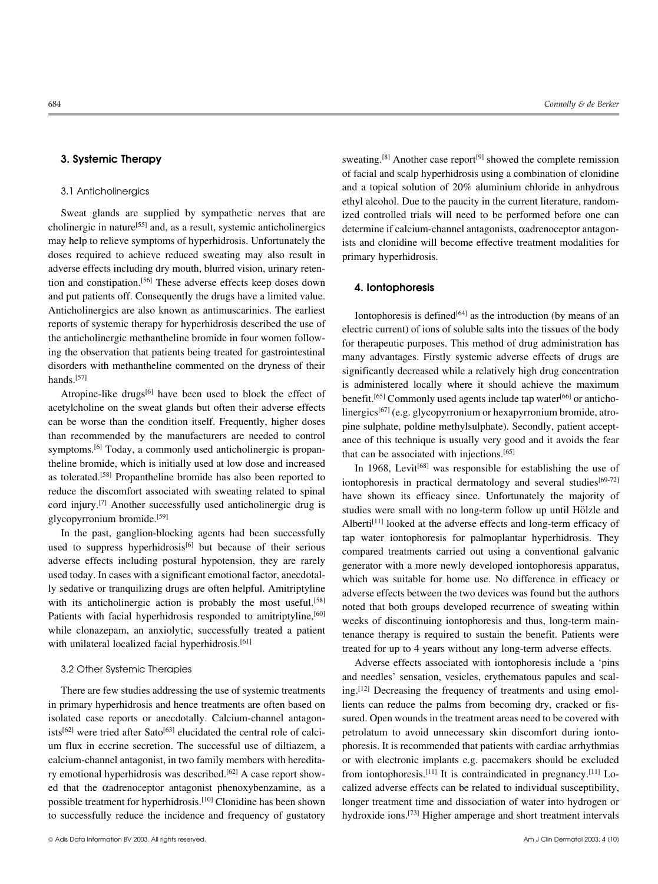## 3. Systemic Therapy

### 3.1 Anticholinergics

Sweat glands are supplied by sympathetic nerves that are cholinergic in nature[55] and, as a result, systemic anticholinergics may help to relieve symptoms of hyperhidrosis. Unfortunately the doses required to achieve reduced sweating may also result in adverse effects including dry mouth, blurred vision, urinary retention and constipation.[56] These adverse effects keep doses down and put patients off. Consequently the drugs have a limited value. Anticholinergics are also known as antimuscarinics. The earliest reports of systemic therapy for hyperhidrosis described the use of the anticholinergic methantheline bromide in four women following the observation that patients being treated for gastrointestinal disorders with methantheline commented on the dryness of their hands.[57]

Atropine-like drugs[6] have been used to block the effect of acetylcholine on the sweat glands but often their adverse effects can be worse than the condition itself. Frequently, higher doses than recommended by the manufacturers are needed to control symptoms.[6] Today, a commonly used anticholinergic is propantheline bromide, which is initially used at low dose and increased as tolerated.[58] Propantheline bromide has also been reported to reduce the discomfort associated with sweating related to spinal cord injury.[7] Another successfully used anticholinergic drug is glycopyrronium bromide.[59]

In the past, ganglion-blocking agents had been successfully used to suppress hyperhidrosis[6] but because of their serious adverse effects including postural hypotension, they are rarely used today. In cases with a significant emotional factor, anecdotally sedative or tranquilizing drugs are often helpful. Amitriptyline with its anticholinergic action is probably the most useful.[58] Patients with facial hyperhidrosis responded to amitriptyline,[60] while clonazepam, an anxiolytic, successfully treated a patient with unilateral localized facial hyperhidrosis.[61]

### 3.2 Other Systemic Therapies

There are few studies addressing the use of systemic treatments in primary hyperhidrosis and hence treatments are often based on isolated case reports or anecdotally. Calcium-channel antagonists[62] were tried after Sato[63] elucidated the central role of calcium flux in eccrine secretion. The successful use of diltiazem, a calcium-channel antagonist, in two family members with hereditary emotional hyperhidrosis was described.[62] A case report showed that the αadrenoceptor antagonist phenoxybenzamine, as a possible treatment for hyperhidrosis.[10] Clonidine has been shown to successfully reduce the incidence and frequency of gustatory sweating.[8] Another case report[9] showed the complete remission of facial and scalp hyperhidrosis using a combination of clonidine and a topical solution of 20% aluminium chloride in anhydrous ethyl alcohol. Due to the paucity in the current literature, randomized controlled trials will need to be performed before one can determine if calcium-channel antagonists, αadrenoceptor antagonists and clonidine will become effective treatment modalities for primary hyperhidrosis.

## 4. Iontophoresis

Iontophoresis is defined[64] as the introduction (by means of an electric current) of ions of soluble salts into the tissues of the body for therapeutic purposes. This method of drug administration has many advantages. Firstly systemic adverse effects of drugs are significantly decreased while a relatively high drug concentration is administered locally where it should achieve the maximum benefit.[65] Commonly used agents include tap water[66] or anticholinergics[67] (e.g. glycopyrronium or hexapyrronium bromide, atropine sulphate, poldine methylsulphate). Secondly, patient acceptance of this technique is usually very good and it avoids the fear that can be associated with injections.[65]

In 1968, Levit[68] was responsible for establishing the use of iontophoresis in practical dermatology and several studies[69-72] have shown its efficacy since. Unfortunately the majority of studies were small with no long-term follow up until Hölzle and Alberti[11] looked at the adverse effects and long-term efficacy of tap water iontophoresis for palmoplantar hyperhidrosis. They compared treatments carried out using a conventional galvanic generator with a more newly developed iontophoresis apparatus, which was suitable for home use. No difference in efficacy or adverse effects between the two devices was found but the authors noted that both groups developed recurrence of sweating within weeks of discontinuing iontophoresis and thus, long-term maintenance therapy is required to sustain the benefit. Patients were treated for up to 4 years without any long-term adverse effects.

Adverse effects associated with iontophoresis include a 'pins and needles' sensation, vesicles, erythematous papules and scaling.[12] Decreasing the frequency of treatments and using emollients can reduce the palms from becoming dry, cracked or fissured. Open wounds in the treatment areas need to be covered with petrolatum to avoid unnecessary skin discomfort during iontophoresis. It is recommended that patients with cardiac arrhythmias or with electronic implants e.g. pacemakers should be excluded from iontophoresis.[11] It is contraindicated in pregnancy.[11] Localized adverse effects can be related to individual susceptibility, longer treatment time and dissociation of water into hydrogen or hydroxide ions.[73] Higher amperage and short treatment intervals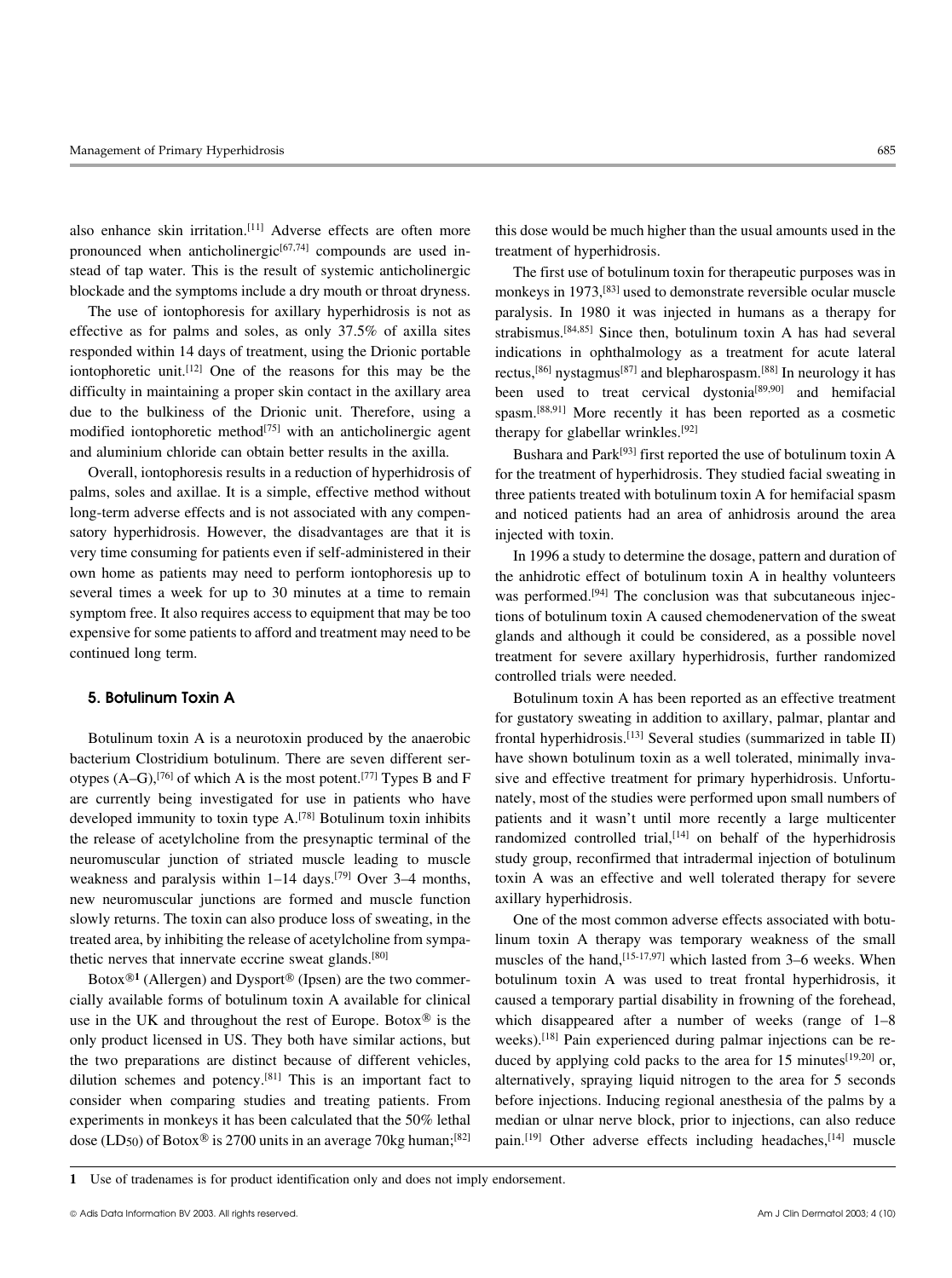also enhance skin irritation.[11] Adverse effects are often more pronounced when anticholinergic[67,74] compounds are used instead of tap water. This is the result of systemic anticholinergic blockade and the symptoms include a dry mouth or throat dryness.

The use of iontophoresis for axillary hyperhidrosis is not as effective as for palms and soles, as only 37.5% of axilla sites responded within 14 days of treatment, using the Drionic portable iontophoretic unit.[12] One of the reasons for this may be the difficulty in maintaining a proper skin contact in the axillary area due to the bulkiness of the Drionic unit. Therefore, using a modified iontophoretic method[75] with an anticholinergic agent and aluminium chloride can obtain better results in the axilla.

Overall, iontophoresis results in a reduction of hyperhidrosis of palms, soles and axillae. It is a simple, effective method without long-term adverse effects and is not associated with any compensatory hyperhidrosis. However, the disadvantages are that it is very time consuming for patients even if self-administered in their own home as patients may need to perform iontophoresis up to several times a week for up to 30 minutes at a time to remain symptom free. It also requires access to equipment that may be too expensive for some patients to afford and treatment may need to be continued long term.

## 5. Botulinum Toxin A

Botulinum toxin A is a neurotoxin produced by the anaerobic bacterium Clostridium botulinum. There are seven different serotypes (A–G),[76] of which A is the most potent.[77] Types B and F are currently being investigated for use in patients who have developed immunity to toxin type A.[78] Botulinum toxin inhibits the release of acetylcholine from the presynaptic terminal of the neuromuscular junction of striated muscle leading to muscle weakness and paralysis within 1–14 days.[79] Over 3–4 months, new neuromuscular junctions are formed and muscle function slowly returns. The toxin can also produce loss of sweating, in the treated area, by inhibiting the release of acetylcholine from sympathetic nerves that innervate eccrine sweat glands.[80]

Botox®[1] (Allergen) and Dysport® (Ipsen) are the two commercially available forms of botulinum toxin A available for clinical use in the UK and throughout the rest of Europe. Botox® is the only product licensed in US. They both have similar actions, but the two preparations are distinct because of different vehicles, dilution schemes and potency.[81] This is an important fact to consider when comparing studies and treating patients. From experiments in monkeys it has been calculated that the 50% lethal dose ($LD_{50}$) of Botox® is 2700 units in an average 70kg human;[82] this dose would be much higher than the usual amounts used in the treatment of hyperhidrosis.

The first use of botulinum toxin for therapeutic purposes was in monkeys in 1973,[83] used to demonstrate reversible ocular muscle paralysis. In 1980 it was injected in humans as a therapy for strabismus.[84,85] Since then, botulinum toxin A has had several indications in ophthalmology as a treatment for acute lateral rectus,[86] nystagmus[87] and blepharospasm.[88] In neurology it has been used to treat cervical dystonia[89,90] and hemifacial spasm.[88,91] More recently it has been reported as a cosmetic therapy for glabellar wrinkles.[92]

Bushara and Park[93] first reported the use of botulinum toxin A for the treatment of hyperhidrosis. They studied facial sweating in three patients treated with botulinum toxin A for hemifacial spasm and noticed patients had an area of anhidrosis around the area injected with toxin.

In 1996 a study to determine the dosage, pattern and duration of the anhidrotic effect of botulinum toxin A in healthy volunteers was performed.[94] The conclusion was that subcutaneous injections of botulinum toxin A caused chemodenervation of the sweat glands and although it could be considered, as a possible novel treatment for severe axillary hyperhidrosis, further randomized controlled trials were needed.

Botulinum toxin A has been reported as an effective treatment for gustatory sweating in addition to axillary, palmar, plantar and frontal hyperhidrosis.[13] Several studies (summarized in table II) have shown botulinum toxin as a well tolerated, minimally invasive and effective treatment for primary hyperhidrosis. Unfortunately, most of the studies were performed upon small numbers of patients and it wasn't until more recently a large multicenter randomized controlled trial,[14] on behalf of the hyperhidrosis study group, reconfirmed that intradermal injection of botulinum toxin A was an effective and well tolerated therapy for severe axillary hyperhidrosis.

One of the most common adverse effects associated with botulinum toxin A therapy was temporary weakness of the small muscles of the hand,[15-17,97] which lasted from 3–6 weeks. When botulinum toxin A was used to treat frontal hyperhidrosis, it caused a temporary partial disability in frowning of the forehead, which disappeared after a number of weeks (range of 1–8 weeks).[18] Pain experienced during palmar injections can be reduced by applying cold packs to the area for 15 minutes[19,20] or, alternatively, spraying liquid nitrogen to the area for 5 seconds before injections. Inducing regional anesthesia of the palms by a median or ulnar nerve block, prior to injections, can also reduce pain.[19] Other adverse effects including headaches,[14] muscle

1 Use of tradenames is for product identification only and does not imply endorsement.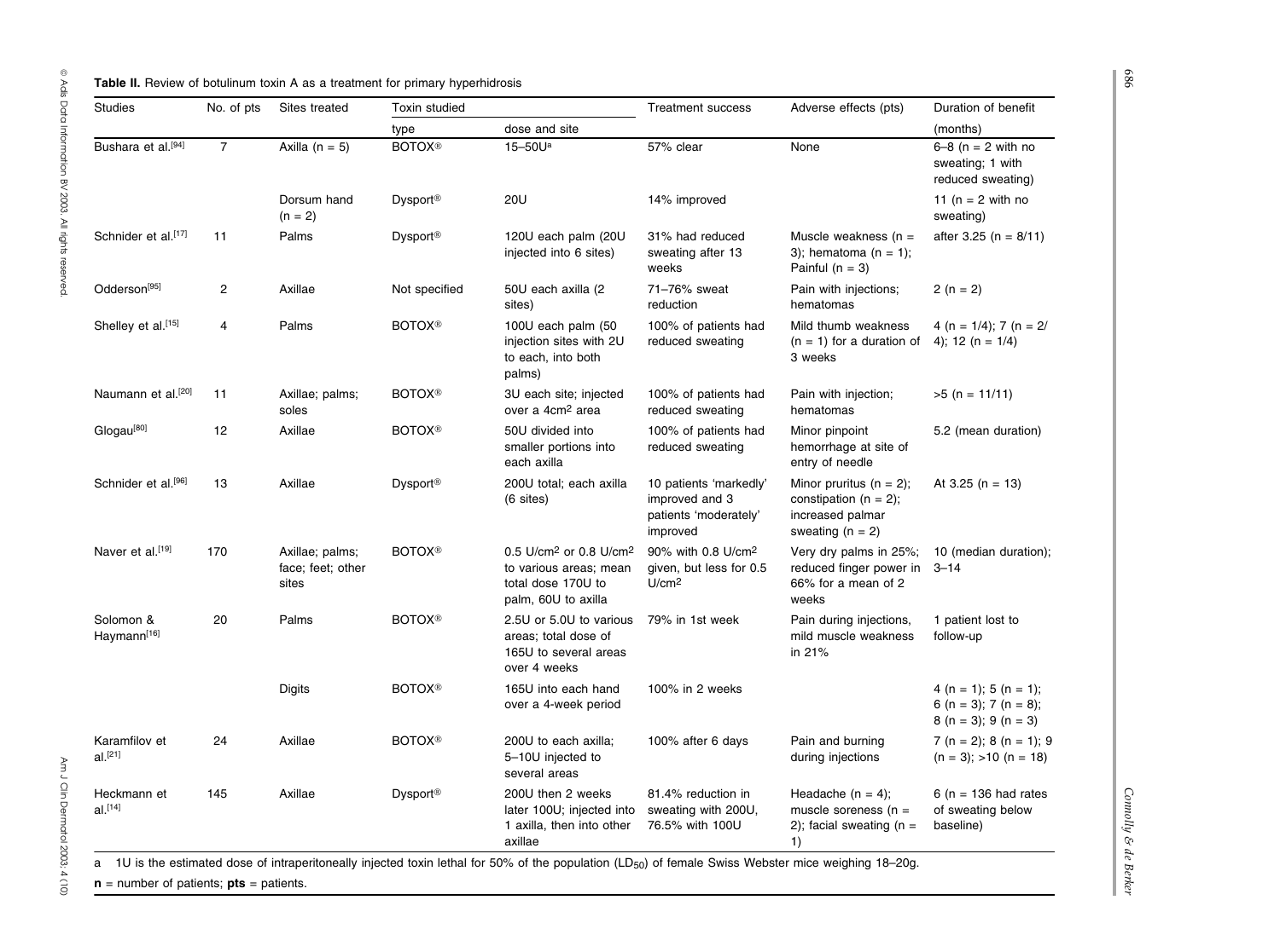**Table II.** Review of botulinum toxin A as a treatment for primary hyperhidrosis

| Studies | No. of pts | Sites treated | Toxin studied | | Treatment success | Adverse effects (pts) | Duration of benefit |
|---|---|---|---|---|---|---|---|
| | | | type | dose and site | | | (months) |
| Bushara et al.[94] | 7 | Axilla (n = 5) | BOTOX® | 15–50U[a] | 57% clear | None | 6–8 (n = 2 with no sweating; 1 with reduced sweating) |
| | | Dorsum hand (n = 2) | Dysport® | 20U | 14% improved | | 11 (n = 2 with no sweating) |
| Schnider et al.[17] | 11 | Palms | Dysport® | 120U each palm (20U injected into 6 sites) | 31% had reduced sweating after 13 weeks | Muscle weakness (n = 3); hematoma (n = 1); Painful (n = 3) | after 3.25 (n = 8/11) |
| Odderson[95] | 2 | Axillae | Not specified | 50U each axilla (2 sites) | 71–76% sweat reduction | Pain with injections; hematomas | 2 (n = 2) |
| Shelley et al.[15] | 4 | Palms | BOTOX® | 100U each palm (50 injection sites with 2U to each, into both palms) | 100% of patients had reduced sweating | Mild thumb weakness (n = 1) for a duration of 3 weeks | 4 (n = 1/4); 7 (n = 2/4); 12 (n = 1/4) |
| Naumann et al.[20] | 11 | Axillae; palms; soles | BOTOX® | 3U each site; injected over a 4cm² area | 100% of patients had reduced sweating | Pain with injection; hematomas | >5 (n = 11/11) |
| Glogau[80] | 12 | Axillae | BOTOX® | 50U divided into smaller portions into each axilla | 100% of patients had reduced sweating | Minor pinpoint hemorrhage at site of entry of needle | 5.2 (mean duration) |
| Schnider et al.[96] | 13 | Axillae | Dysport® | 200U total; each axilla (6 sites) | 10 patients 'markedly' improved and 3 patients 'moderately' improved | Minor pruritus (n = 2); constipation (n = 2); increased palmar sweating (n = 2) | At 3.25 (n = 13) |
| Naver et al.[19] | 170 | Axillae; palms; face; feet; other sites | BOTOX® | 0.5 U/cm² or 0.8 U/cm² to various areas; mean total dose 170U to palm, 60U to axilla | 90% with 0.8 U/cm² given, but less for 0.5 U/cm² | Very dry palms in 25%; reduced finger power in 66% for a mean of 2 weeks | 10 (median duration); 3–14 |
| Solomon & Haymann[16] | 20 | Palms | BOTOX® | 2.5U or 5.0U to various areas; total dose of 165U to several areas over 4 weeks | 79% in 1st week | Pain during injections, mild muscle weakness in 21% | 1 patient lost to follow-up |
| | | Digits | BOTOX® | 165U into each hand over a 4-week period | 100% in 2 weeks | | 4 (n = 1); 5 (n = 1); 6 (n = 3); 7 (n = 8); 8 (n = 3); 9 (n = 3) |
| Karamfilov et al.[21] | 24 | Axillae | BOTOX® | 200U to each axilla; 5–10U injected to several areas | 100% after 6 days | Pain and burning during injections | 7 (n = 2); 8 (n = 1); 9 (n = 3); >10 (n = 18) |
| Heckmann et al.[14] | 145 | Axillae | Dysport® | 200U then 2 weeks later 100U; injected into 1 axilla, then into other axillae | 81.4% reduction in sweating with 200U, 76.5% with 100U | Headache (n = 4); muscle soreness (n = 2); facial sweating (n = 1) | 6 (n = 136 had rates of sweating below baseline) |

a 1U is the estimated dose of intraperitoneally injected toxin lethal for 50% of the population ($LD_{50}$) of female Swiss Webster mice weighing 18–20g.

**n** = number of patients; **pts** = patients.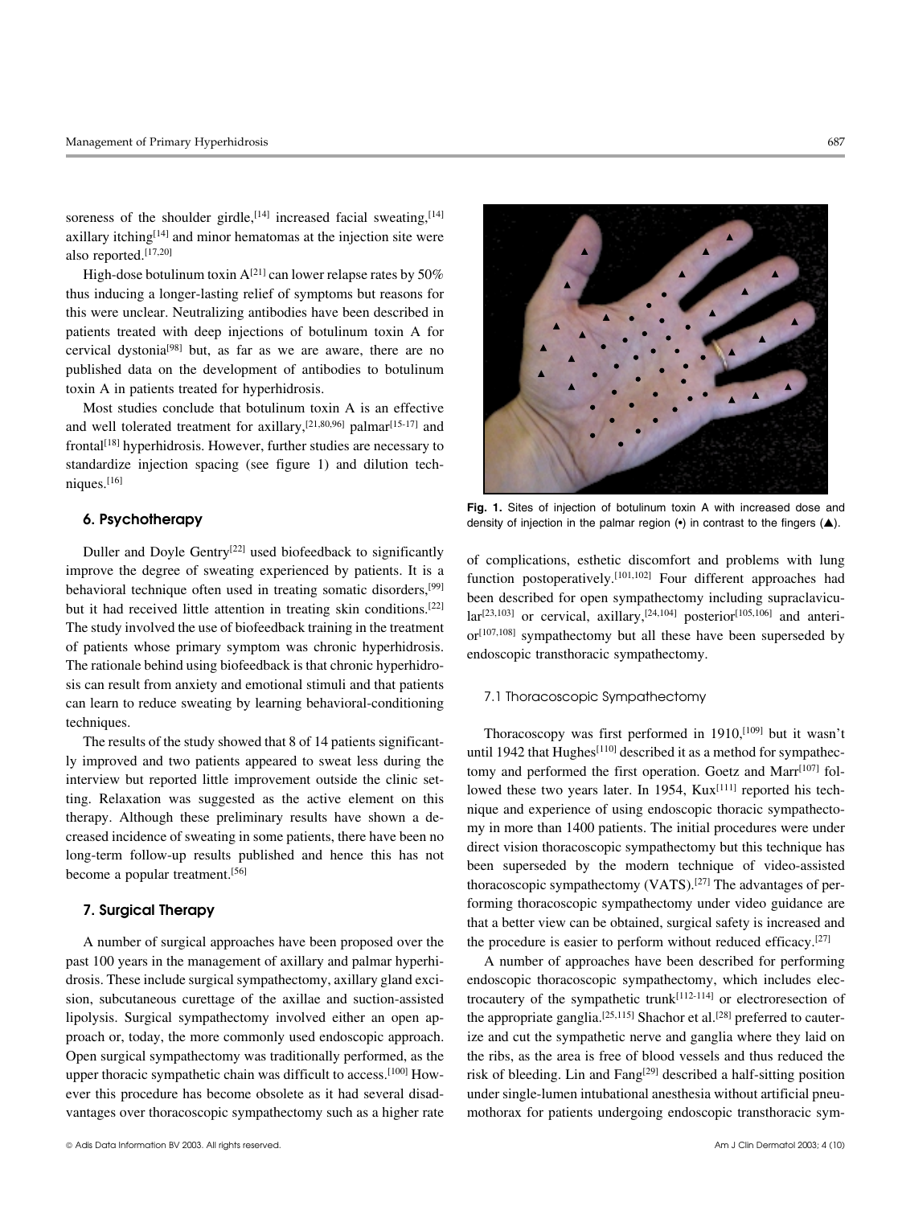soreness of the shoulder girdle,[14] increased facial sweating,[14] axillary itching[14] and minor hematomas at the injection site were also reported.[17,20]

High-dose botulinum toxin A[21] can lower relapse rates by 50% thus inducing a longer-lasting relief of symptoms but reasons for this were unclear. Neutralizing antibodies have been described in patients treated with deep injections of botulinum toxin A for cervical dystonia[98] but, as far as we are aware, there are no published data on the development of antibodies to botulinum toxin A in patients treated for hyperhidrosis.

Most studies conclude that botulinum toxin A is an effective and well tolerated treatment for axillary,[21,80,96] palmar[15-17] and frontal[18] hyperhidrosis. However, further studies are necessary to standardize injection spacing (see figure 1) and dilution techniques.[16]

**Fig. 1.** Sites of injection of botulinum toxin A with increased dose and density of injection in the palmar region (•) in contrast to the fingers (▲).

## 6. Psychotherapy

Duller and Doyle Gentry[22] used biofeedback to significantly improve the degree of sweating experienced by patients. It is a behavioral technique often used in treating somatic disorders,[99] but it had received little attention in treating skin conditions.[22] The study involved the use of biofeedback training in the treatment of patients whose primary symptom was chronic hyperhidrosis. The rationale behind using biofeedback is that chronic hyperhidrosis can result from anxiety and emotional stimuli and that patients can learn to reduce sweating by learning behavioral-conditioning techniques.

The results of the study showed that 8 of 14 patients significantly improved and two patients appeared to sweat less during the interview but reported little improvement outside the clinic setting. Relaxation was suggested as the active element on this therapy. Although these preliminary results have shown a decreased incidence of sweating in some patients, there have been no long-term follow-up results published and hence this has not become a popular treatment.[56]

## 7. Surgical Therapy

A number of surgical approaches have been proposed over the past 100 years in the management of axillary and palmar hyperhidrosis. These include surgical sympathectomy, axillary gland excision, subcutaneous curettage of the axillae and suction-assisted lipolysis. Surgical sympathectomy involved either an open approach or, today, the more commonly used endoscopic approach. Open surgical sympathectomy was traditionally performed, as the upper thoracic sympathetic chain was difficult to access.[100] However this procedure has become obsolete as it had several disadvantages over thoracoscopic sympathectomy such as a higher rate of complications, esthetic discomfort and problems with lung function postoperatively.[101,102] Four different approaches had been described for open sympathectomy including supraclavicular[23,103] or cervical, axillary,[24,104] posterior[105,106] and anterior[107,108] sympathectomy but all these have been superseded by endoscopic transthoracic sympathectomy.

### 7.1 Thoracoscopic Sympathectomy

Thoracoscopy was first performed in 1910,[109] but it wasn't until 1942 that Hughes[110] described it as a method for sympathectomy and performed the first operation. Goetz and Marr[107] followed these two years later. In 1954, Kux[111] reported his technique and experience of using endoscopic thoracic sympathectomy in more than 1400 patients. The initial procedures were under direct vision thoracoscopic sympathectomy but this technique has been superseded by the modern technique of video-assisted thoracoscopic sympathectomy (VATS).[27] The advantages of performing thoracoscopic sympathectomy under video guidance are that a better view can be obtained, surgical safety is increased and the procedure is easier to perform without reduced efficacy.[27]

A number of approaches have been described for performing endoscopic thoracoscopic sympathectomy, which includes electrocautery of the sympathetic trunk[112-114] or electroresection of the appropriate ganglia.[25,115] Shachor et al.[28] preferred to cauterize and cut the sympathetic nerve and ganglia where they laid on the ribs, as the area is free of blood vessels and thus reduced the risk of bleeding. Lin and Fang[29] described a half-sitting position under single-lumen intubational anesthesia without artificial pneumothorax for patients undergoing endoscopic transthoracic sym-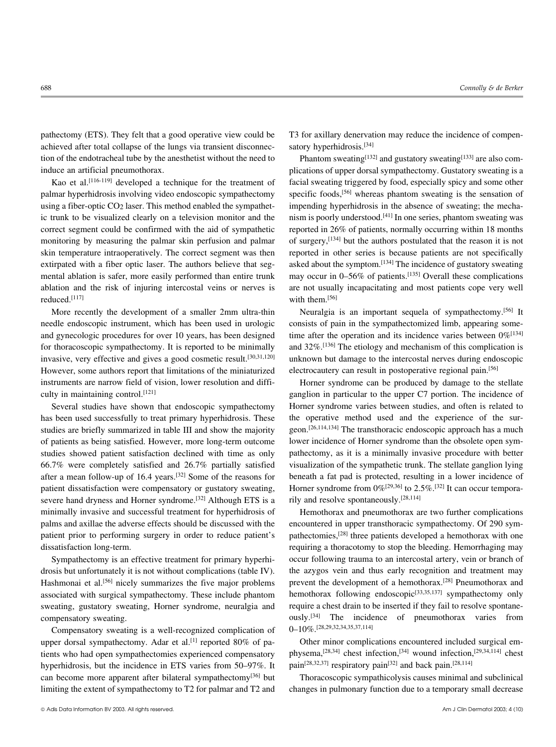pathectomy (ETS). They felt that a good operative view could be achieved after total collapse of the lungs via transient disconnection of the endotracheal tube by the anesthetist without the need to induce an artificial pneumothorax.

Kao et al.[116-119] developed a technique for the treatment of palmar hyperhidrosis involving video endoscopic sympathectomy using a fiber-optic $CO_2$ laser. This method enabled the sympathetic trunk to be visualized clearly on a television monitor and the correct segment could be confirmed with the aid of sympathetic monitoring by measuring the palmar skin perfusion and palmar skin temperature intraoperatively. The correct segment was then extirpated with a fiber optic laser. The authors believe that segmental ablation is safer, more easily performed than entire trunk ablation and the risk of injuring intercostal veins or nerves is reduced.[117]

More recently the development of a smaller 2mm ultra-thin needle endoscopic instrument, which has been used in urologic and gynecologic procedures for over 10 years, has been designed for thoracoscopic sympathectomy. It is reported to be minimally invasive, very effective and gives a good cosmetic result.[30,31,120] However, some authors report that limitations of the miniaturized instruments are narrow field of vision, lower resolution and difficulty in maintaining control.[121]

Several studies have shown that endoscopic sympathectomy has been used successfully to treat primary hyperhidrosis. These studies are briefly summarized in table III and show the majority of patients as being satisfied. However, more long-term outcome studies showed patient satisfaction declined with time as only 66.7% were completely satisfied and 26.7% partially satisfied after a mean follow-up of 16.4 years.[32] Some of the reasons for patient dissatisfaction were compensatory or gustatory sweating, severe hand dryness and Horner syndrome.[32] Although ETS is a minimally invasive and successful treatment for hyperhidrosis of palms and axillae the adverse effects should be discussed with the patient prior to performing surgery in order to reduce patient's dissatisfaction long-term.

Sympathectomy is an effective treatment for primary hyperhidrosis but unfortunately it is not without complications (table IV). Hashmonai et al.[56] nicely summarizes the five major problems associated with surgical sympathectomy. These include phantom sweating, gustatory sweating, Horner syndrome, neuralgia and compensatory sweating.

Compensatory sweating is a well-recognized complication of upper dorsal sympathectomy. Adar et al.[1] reported 80% of patients who had open sympathectomies experienced compensatory hyperhidrosis, but the incidence in ETS varies from 50–97%. It can become more apparent after bilateral sympathectomy[36] but limiting the extent of sympathectomy to T2 for palmar and T2 and T3 for axillary denervation may reduce the incidence of compensatory hyperhidrosis.[34]

Phantom sweating[132] and gustatory sweating[133] are also complications of upper dorsal sympathectomy. Gustatory sweating is a facial sweating triggered by food, especially spicy and some other specific foods,[56] whereas phantom sweating is the sensation of impending hyperhidrosis in the absence of sweating; the mechanism is poorly understood.[41] In one series, phantom sweating was reported in 26% of patients, normally occurring within 18 months of surgery,[134] but the authors postulated that the reason it is not reported in other series is because patients are not specifically asked about the symptom.[134] The incidence of gustatory sweating may occur in 0–56% of patients.[135] Overall these complications are not usually incapacitating and most patients cope very well with them.[56]

Neuralgia is an important sequela of sympathectomy.[56] It consists of pain in the sympathectomized limb, appearing sometime after the operation and its incidence varies between 0%[134] and 32%.[136] The etiology and mechanism of this complication is unknown but damage to the intercostal nerves during endoscopic electrocautery can result in postoperative regional pain.[56]

Horner syndrome can be produced by damage to the stellate ganglion in particular to the upper C7 portion. The incidence of Horner syndrome varies between studies, and often is related to the operative method used and the experience of the surgeon.[26,114,134] The transthoracic endoscopic approach has a much lower incidence of Horner syndrome than the obsolete open sympathectomy, as it is a minimally invasive procedure with better visualization of the sympathetic trunk. The stellate ganglion lying beneath a fat pad is protected, resulting in a lower incidence of Horner syndrome from 0%[29,36] to 2.5%.[32] It can occur temporarily and resolve spontaneously.[28,114]

Hemothorax and pneumothorax are two further complications encountered in upper transthoracic sympathectomy. Of 290 sympathectomies,[28] three patients developed a hemothorax with one requiring a thoracotomy to stop the bleeding. Hemorrhaging may occur following trauma to an intercostal artery, vein or branch of the azygos vein and thus early recognition and treatment may prevent the development of a hemothorax.[28] Pneumothorax and hemothorax following endoscopic[33,35,137] sympathectomy only require a chest drain to be inserted if they fail to resolve spontaneously.[34] The incidence of pneumothorax varies from 0–10%.[28,29,32,34,35,37,114]

Other minor complications encountered included surgical emphysema,[28,34] chest infection,[34] wound infection,[29,34,114] chest pain[28,32,37] respiratory pain[32] and back pain.[28,114]

Thoracoscopic sympathicolysis causes minimal and subclinical changes in pulmonary function due to a temporary small decrease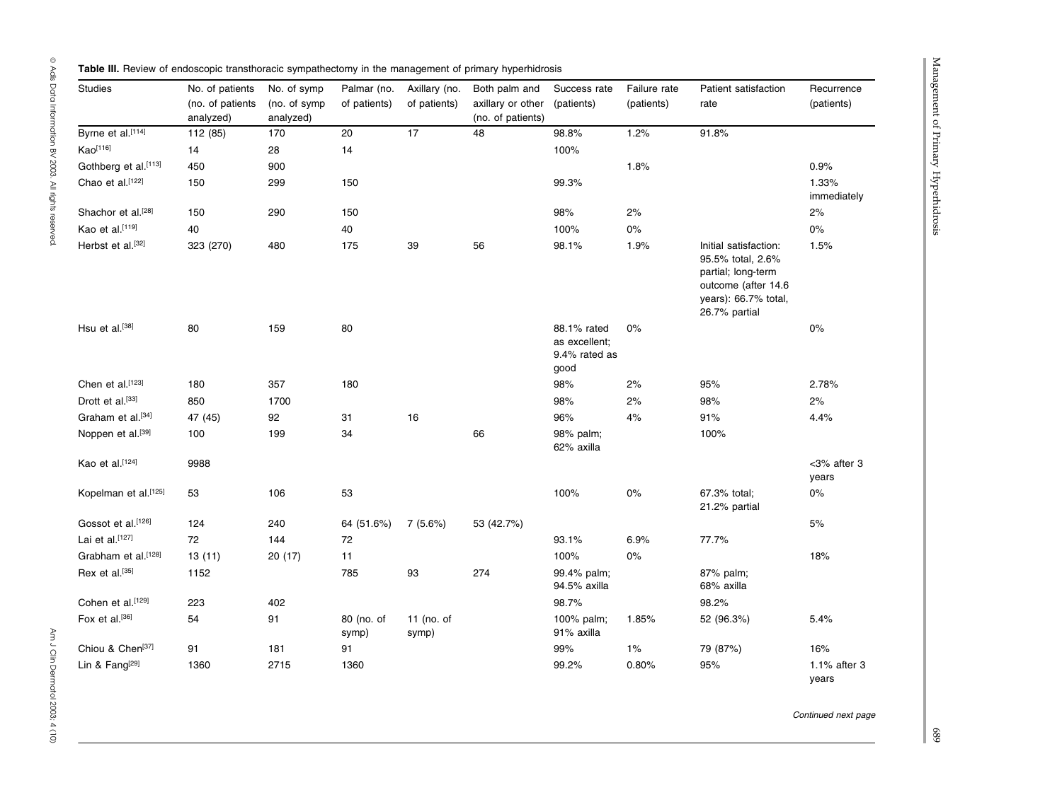**Table III.** Review of endoscopic transthoracic sympathectomy in the management of primary hyperhidrosis

| Studies | No. of patients (no. of patients analyzed) | No. of symp (no. of symp analyzed) | Palmar (no. of patients) | Axillary (no. of patients) | Both palm and axillary or other (no. of patients) | Success rate (patients) | Failure rate (patients) | Patient satisfaction rate | Recurrence (patients) |
|---|---|---|---|---|---|---|---|---|---|
| Byrne et al.[114] | 112 (85) | 170 | 20 | 17 | 48 | 98.8% | 1.2% | 91.8% | |
| Kao[116] | 14 | 28 | 14 | | | 100% | | | |
| Gothberg et al.[113] | 450 | 900 | | | | | 1.8% | | 0.9% |
| Chao et al.[122] | 150 | 299 | 150 | | | 99.3% | | | 1.33% immediately |
| Shachor et al.[28] | 150 | 290 | 150 | | | 98% | 2% | | 2% |
| Kao et al.[119] | 40 | | 40 | | | 100% | 0% | | 0% |
| Herbst et al.[32] | 323 (270) | 480 | 175 | 39 | 56 | 98.1% | 1.9% | Initial satisfaction: 95.5% total, 2.6% partial; long-term outcome (after 14.6 years): 66.7% total, 26.7% partial | 1.5% |
| Hsu et al.[38] | 80 | 159 | 80 | | | 88.1% rated as excellent; 9.4% rated as good | 0% | | 0% |
| Chen et al.[123] | 180 | 357 | 180 | | | 98% | 2% | 95% | 2.78% |
| Drott et al.[33] | 850 | 1700 | | | | 98% | 2% | 98% | 2% |
| Graham et al.[34] | 47 (45) | 92 | 31 | 16 | | 96% | 4% | 91% | 4.4% |
| Noppen et al.[39] | 100 | 199 | 34 | | 66 | 98% palm; 62% axilla | | 100% | |
| Kao et al.[124] | 9988 | | | | | | | | <3% after 3 years |
| Kopelman et al.[125] | 53 | 106 | 53 | | | 100% | 0% | 67.3% total; 21.2% partial | 0% |
| Gossot et al.[126] | 124 | 240 | 64 (51.6%) | 7 (5.6%) | 53 (42.7%) | | | | 5% |
| Lai et al.[127] | 72 | 144 | 72 | | | 93.1% | 6.9% | 77.7% | |
| Grabham et al.[128] | 13 (11) | 20 (17) | 11 | | | 100% | 0% | | 18% |
| Rex et al.[35] | 1152 | | 785 | 93 | 274 | 99.4% palm; 94.5% axilla | | 87% palm; 68% axilla | |
| Cohen et al.[129] | 223 | 402 | | | | 98.7% | | 98.2% | |
| Fox et al.[36] | 54 | 91 | 80 (no. of symp) | 11 (no. of symp) | | 100% palm; 91% axilla | 1.85% | 52 (96.3%) | 5.4% |
| Chiou & Chen[37] | 91 | 181 | 91 | | | 99% | 1% | 79 (87%) | 16% |
| Lin & Fang[29] | 1360 | 2715 | 1360 | | | 99.2% | 0.80% | 95% | 1.1% after 3 years |

*Continued next page*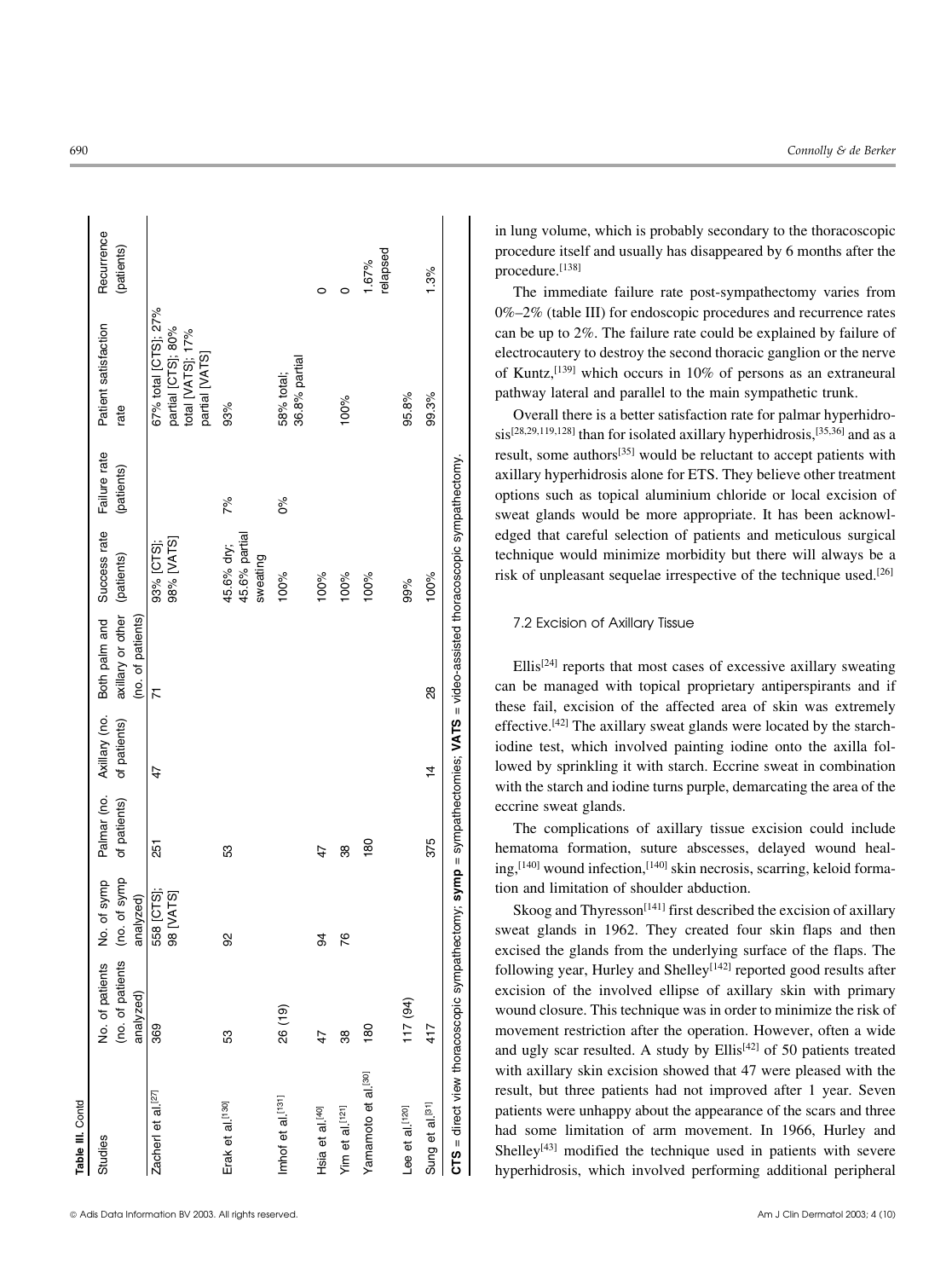**Table III.** Contd

| Studies | No. of patients (no. of patients analyzed) | No. of symp (no. of symp analyzed) | Palmar (no. of patients) | Axillary (no. of patients) | Both palm and axillary or other (no. of patients) | Success rate (patients) | Failure rate (patients) | Patient satisfaction rate | Recurrence (patients) |
|---|---|---|---|---|---|---|---|---|---|
| Zacherl et al.[27] | 369 | 558 [CTS]; 98 [VATS] | 251 | 47 | 71 | 93% [CTS]; 98% [VATS] | | 67% total [CTS]; 27% partial [CTS]; 80% total [VATS]; 17% partial [VATS] | |
| Erak et al.[130] | 53 | 92 | 53 | | | 45.6% dry; 45.6% partial sweating | 7% | 93% | |
| Imhof et al.[131] | 26 (19) | | | | | 100% | 0% | 58% total; 36.8% partial | |
| Hsia et al.[40] | 47 | 94 | 47 | | | 100% | | | 0 |
| Yim et al.[121] | 38 | 76 | 38 | | | 100% | | 100% | 0 |
| Yamamoto et al.[30] | 180 | | 180 | | | 100% | | | 1.67% relapsed |
| Lee et al.[120] | 117 (94) | | | | | 99% | | 95.8% | |
| Sung et al.[31] | 417 | | 375 | 14 | 28 | 100% | | 99.3% | 1.3% |

**CTS** = direct view thoracoscopic sympathectomy; **symp** = sympathectomies; **VATS** = video-assisted thoracoscopic sympathectomy.

in lung volume, which is probably secondary to the thoracoscopic procedure itself and usually has disappeared by 6 months after the procedure.[138]

The immediate failure rate post-sympathectomy varies from 0%–2% (table III) for endoscopic procedures and recurrence rates can be up to 2%. The failure rate could be explained by failure of electrocautery to destroy the second thoracic ganglion or the nerve of Kuntz,[139] which occurs in 10% of persons as an extraneural pathway lateral and parallel to the main sympathetic trunk.

Overall there is a better satisfaction rate for palmar hyperhidrosis[28,29,119,128] than for isolated axillary hyperhidrosis,[35,36] and as a result, some authors[35] would be reluctant to accept patients with axillary hyperhidrosis alone for ETS. They believe other treatment options such as topical aluminium chloride or local excision of sweat glands would be more appropriate. It has been acknowledged that careful selection of patients and meticulous surgical technique would minimize morbidity but there will always be a risk of unpleasant sequelae irrespective of the technique used.[26]

### 7.2 Excision of Axillary Tissue

Ellis[24] reports that most cases of excessive axillary sweating can be managed with topical proprietary antiperspirants and if these fail, excision of the affected area of skin was extremely effective.[42] The axillary sweat glands were located by the starch-iodine test, which involved painting iodine onto the axilla followed by sprinkling it with starch. Eccrine sweat in combination with the starch and iodine turns purple, demarcating the area of the eccrine sweat glands.

The complications of axillary tissue excision could include hematoma formation, suture abscesses, delayed wound healing,[140] wound infection,[140] skin necrosis, scarring, keloid formation and limitation of shoulder abduction.

Skoog and Thyresson[141] first described the excision of axillary sweat glands in 1962. They created four skin flaps and then excised the glands from the underlying surface of the flaps. The following year, Hurley and Shelley[142] reported good results after excision of the involved ellipse of axillary skin with primary wound closure. This technique was in order to minimize the risk of movement restriction after the operation. However, often a wide and ugly scar resulted. A study by Ellis[42] of 50 patients treated with axillary skin excision showed that 47 were pleased with the result, but three patients had not improved after 1 year. Seven patients were unhappy about the appearance of the scars and three had some limitation of arm movement. In 1966, Hurley and Shelley[43] modified the technique used in patients with severe hyperhidrosis, which involved performing additional peripheral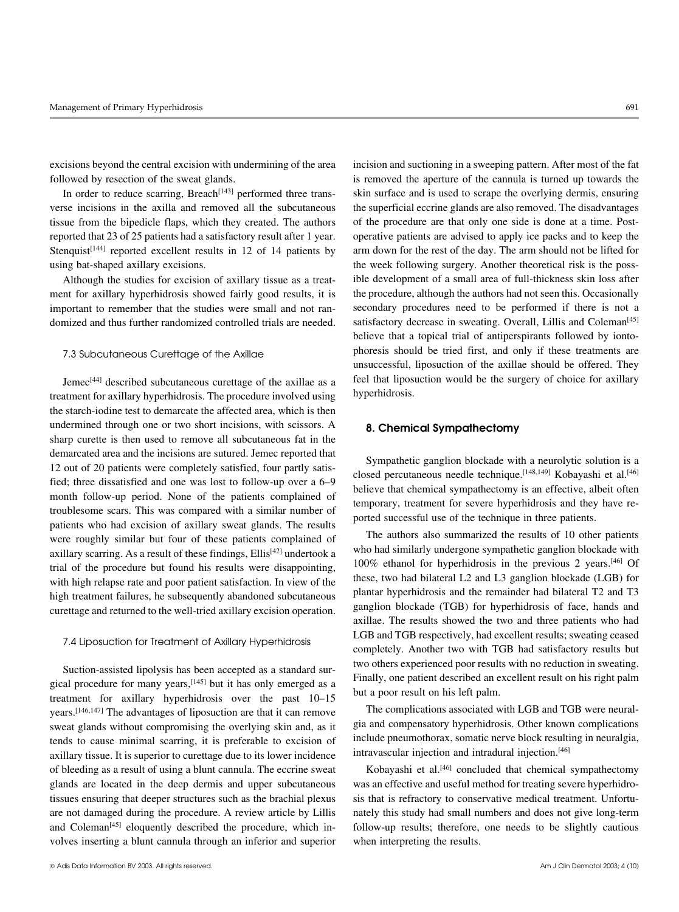excisions beyond the central excision with undermining of the area followed by resection of the sweat glands.

In order to reduce scarring, Breach[143] performed three transverse incisions in the axilla and removed all the subcutaneous tissue from the bipedicle flaps, which they created. The authors reported that 23 of 25 patients had a satisfactory result after 1 year. Stenquist[144] reported excellent results in 12 of 14 patients by using bat-shaped axillary excisions.

Although the studies for excision of axillary tissue as a treatment for axillary hyperhidrosis showed fairly good results, it is important to remember that the studies were small and not randomized and thus further randomized controlled trials are needed.

### 7.3 Subcutaneous Curettage of the Axillae

Jemec[44] described subcutaneous curettage of the axillae as a treatment for axillary hyperhidrosis. The procedure involved using the starch-iodine test to demarcate the affected area, which is then undermined through one or two short incisions, with scissors. A sharp curette is then used to remove all subcutaneous fat in the demarcated area and the incisions are sutured. Jemec reported that 12 out of 20 patients were completely satisfied, four partly satisfied; three dissatisfied and one was lost to follow-up over a 6–9 month follow-up period. None of the patients complained of troublesome scars. This was compared with a similar number of patients who had excision of axillary sweat glands. The results were roughly similar but four of these patients complained of axillary scarring. As a result of these findings, Ellis[42] undertook a trial of the procedure but found his results were disappointing, with high relapse rate and poor patient satisfaction. In view of the high treatment failures, he subsequently abandoned subcutaneous curettage and returned to the well-tried axillary excision operation.

### 7.4 Liposuction for Treatment of Axillary Hyperhidrosis

Suction-assisted lipolysis has been accepted as a standard surgical procedure for many years,[145] but it has only emerged as a treatment for axillary hyperhidrosis over the past 10–15 years.[146,147] The advantages of liposuction are that it can remove sweat glands without compromising the overlying skin and, as it tends to cause minimal scarring, it is preferable to excision of axillary tissue. It is superior to curettage due to its lower incidence of bleeding as a result of using a blunt cannula. The eccrine sweat glands are located in the deep dermis and upper subcutaneous tissues ensuring that deeper structures such as the brachial plexus are not damaged during the procedure. A review article by Lillis and Coleman[45] eloquently described the procedure, which involves inserting a blunt cannula through an inferior and superior incision and suctioning in a sweeping pattern. After most of the fat is removed the aperture of the cannula is turned up towards the skin surface and is used to scrape the overlying dermis, ensuring the superficial eccrine glands are also removed. The disadvantages of the procedure are that only one side is done at a time. Postoperative patients are advised to apply ice packs and to keep the arm down for the rest of the day. The arm should not be lifted for the week following surgery. Another theoretical risk is the possible development of a small area of full-thickness skin loss after the procedure, although the authors had not seen this. Occasionally secondary procedures need to be performed if there is not a satisfactory decrease in sweating. Overall, Lillis and Coleman[45] believe that a topical trial of antiperspirants followed by iontophoresis should be tried first, and only if these treatments are unsuccessful, liposuction of the axillae should be offered. They feel that liposuction would be the surgery of choice for axillary hyperhidrosis.

## 8. Chemical Sympathectomy

Sympathetic ganglion blockade with a neurolytic solution is a closed percutaneous needle technique.[148,149] Kobayashi et al.[46] believe that chemical sympathectomy is an effective, albeit often temporary, treatment for severe hyperhidrosis and they have reported successful use of the technique in three patients.

The authors also summarized the results of 10 other patients who had similarly undergone sympathetic ganglion blockade with 100% ethanol for hyperhidrosis in the previous 2 years.[46] Of these, two had bilateral L2 and L3 ganglion blockade (LGB) for plantar hyperhidrosis and the remainder had bilateral T2 and T3 ganglion blockade (TGB) for hyperhidrosis of face, hands and axillae. The results showed the two and three patients who had LGB and TGB respectively, had excellent results; sweating ceased completely. Another two with TGB had satisfactory results but two others experienced poor results with no reduction in sweating. Finally, one patient described an excellent result on his right palm but a poor result on his left palm.

The complications associated with LGB and TGB were neuralgia and compensatory hyperhidrosis. Other known complications include pneumothorax, somatic nerve block resulting in neuralgia, intravascular injection and intradural injection.[46]

Kobayashi et al.[46] concluded that chemical sympathectomy was an effective and useful method for treating severe hyperhidrosis that is refractory to conservative medical treatment. Unfortunately this study had small numbers and does not give long-term follow-up results; therefore, one needs to be slightly cautious when interpreting the results.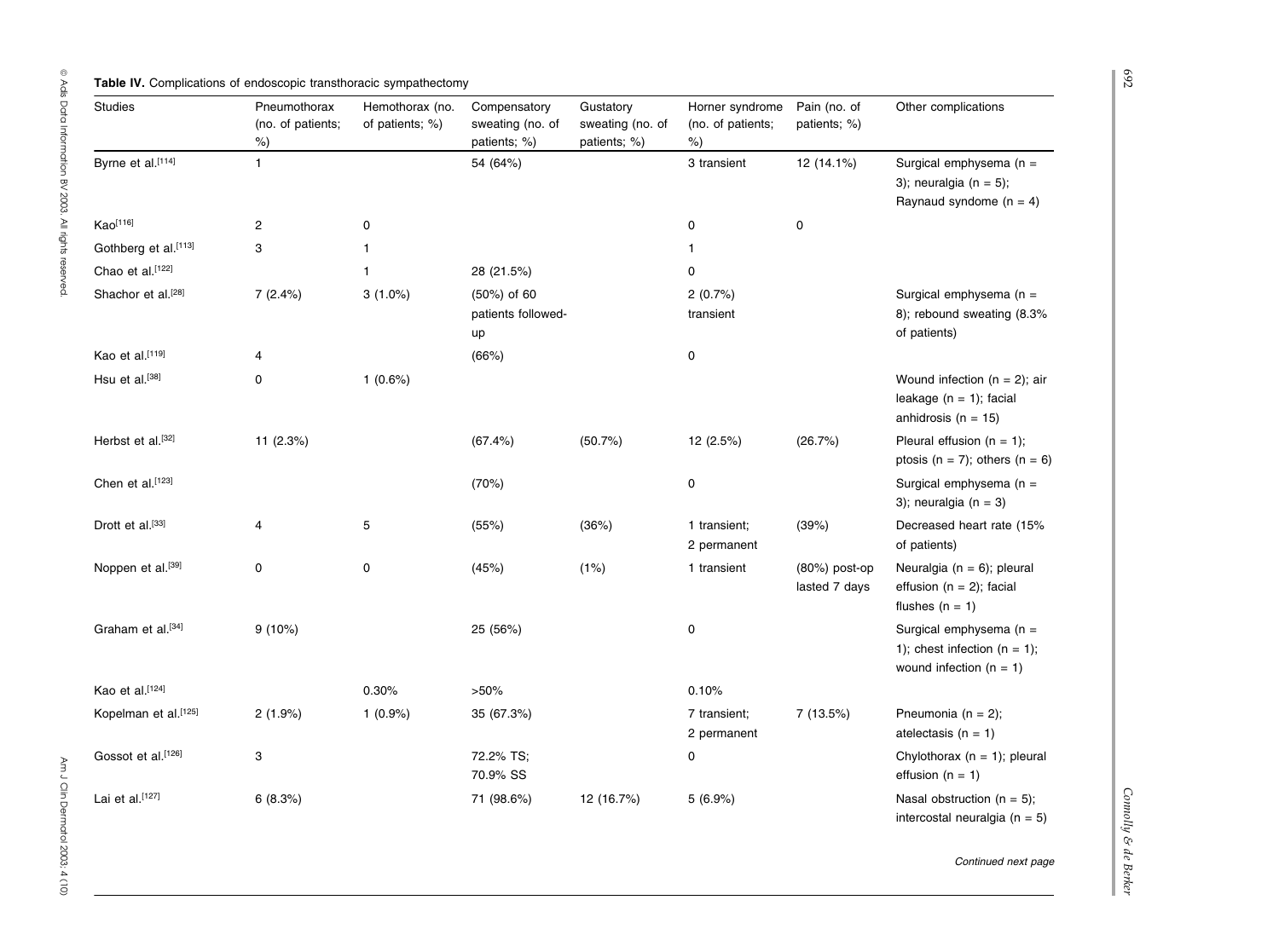**Table IV.** Complications of endoscopic transthoracic sympathectomy

| Studies | Pneumothorax (no. of patients; %) | Hemothorax (no. of patients; %) | Compensatory sweating (no. of patients; %) | Gustatory sweating (no. of patients; %) | Horner syndrome (no. of patients; %) | Pain (no. of patients; %) | Other complications |
|---|---|---|---|---|---|---|---|
| Byrne et al.[114] | 1 | | 54 (64%) | | 3 transient | 12 (14.1%) | Surgical emphysema (n = 3); neuralgia (n = 5); Raynaud syndome (n = 4) |
| Kao[116] | 2 | 0 | | | 0 | 0 | |
| Gothberg et al.[113] | 3 | 1 | | | 1 | | |
| Chao et al.[122] | | 1 | 28 (21.5%) | | 0 | | |
| Shachor et al.[28] | 7 (2.4%) | 3 (1.0%) | (50%) of 60 patients followed-up | | 2 (0.7%) transient | | Surgical emphysema (n = 8); rebound sweating (8.3% of patients) |
| Kao et al.[119] | 4 | | (66%) | | 0 | | |
| Hsu et al.[38] | 0 | 1 (0.6%) | | | | | Wound infection (n = 2); air leakage (n = 1); facial anhidrosis (n = 15) |
| Herbst et al.[32] | 11 (2.3%) | | (67.4%) | (50.7%) | 12 (2.5%) | (26.7%) | Pleural effusion (n = 1); ptosis (n = 7); others (n = 6) |
| Chen et al.[123] | | | (70%) | | 0 | | Surgical emphysema (n = 3); neuralgia (n = 3) |
| Drott et al.[33] | 4 | 5 | (55%) | (36%) | 1 transient; 2 permanent | (39%) | Decreased heart rate (15% of patients) |
| Noppen et al.[39] | 0 | 0 | (45%) | (1%) | 1 transient | (80%) post-op lasted 7 days | Neuralgia (n = 6); pleural effusion (n = 2); facial flushes (n = 1) |
| Graham et al.[34] | 9 (10%) | | 25 (56%) | | 0 | | Surgical emphysema (n = 1); chest infection (n = 1); wound infection (n = 1) |
| Kao et al.[124] | | 0.30% | >50% | | 0.10% | | |
| Kopelman et al.[125] | 2 (1.9%) | 1 (0.9%) | 35 (67.3%) | | 7 transient; 2 permanent | 7 (13.5%) | Pneumonia (n = 2); atelectasis (n = 1) |
| Gossot et al.[126] | 3 | | 72.2% TS; 70.9% SS | | 0 | | Chylothorax (n = 1); pleural effusion (n = 1) |
| Lai et al.[127] | 6 (8.3%) | | 71 (98.6%) | 12 (16.7%) | 5 (6.9%) | | Nasal obstruction (n = 5); intercostal neuralgia (n = 5) |

*Continued next page*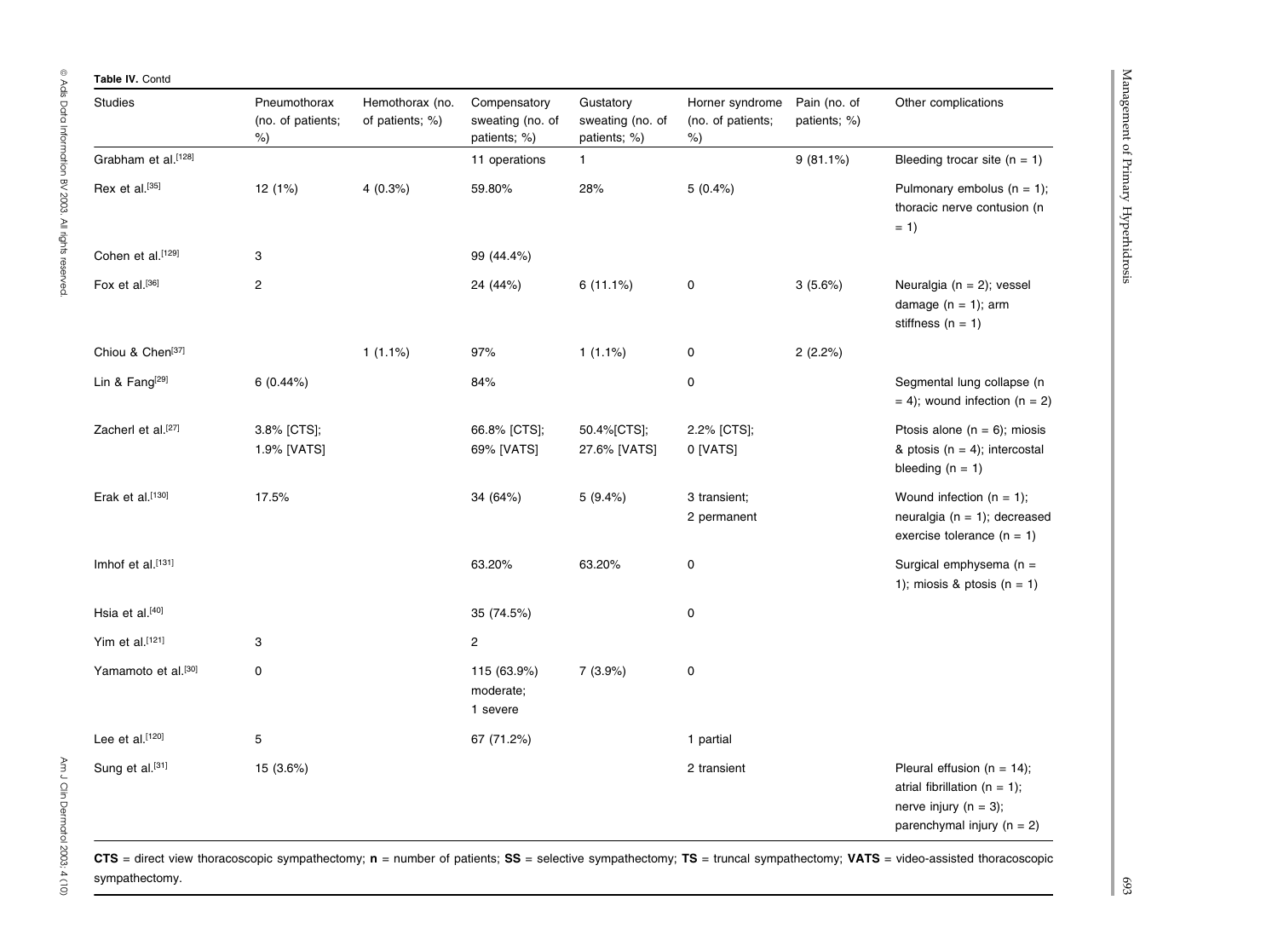**Table IV.** Contd

| Studies | Pneumothorax (no. of patients; %) | Hemothorax (no. of patients; %) | Compensatory sweating (no. of patients; %) | Gustatory sweating (no. of patients; %) | Horner syndrome (no. of patients; %) | Pain (no. of patients; %) | Other complications |
|---|---|---|---|---|---|---|---|
| Grabham et al.[128] | | | 11 operations | 1 | | 9 (81.1%) | Bleeding trocar site (n = 1) |
| Rex et al.[35] | 12 (1%) | 4 (0.3%) | 59.80% | 28% | 5 (0.4%) | | Pulmonary embolus (n = 1); thoracic nerve contusion (n = 1) |
| Cohen et al.[129] | 3 | | 99 (44.4%) | | | | |
| Fox et al.[36] | 2 | | 24 (44%) | 6 (11.1%) | 0 | 3 (5.6%) | Neuralgia (n = 2); vessel damage (n = 1); arm stiffness (n = 1) |
| Chiou & Chen[37] | | 1 (1.1%) | 97% | 1 (1.1%) | 0 | 2 (2.2%) | |
| Lin & Fang[29] | 6 (0.44%) | | 84% | | 0 | | Segmental lung collapse (n = 4); wound infection (n = 2) |
| Zacherl et al.[27] | 3.8% [CTS]; 1.9% [VATS] | | 66.8% [CTS]; 69% [VATS] | 50.4%[CTS]; 27.6% [VATS] | 2.2% [CTS]; 0 [VATS] | | Ptosis alone (n = 6); miosis & ptosis (n = 4); intercostal bleeding (n = 1) |
| Erak et al.[130] | 17.5% | | 34 (64%) | 5 (9.4%) | 3 transient; 2 permanent | | Wound infection (n = 1); neuralgia (n = 1); decreased exercise tolerance (n = 1) |
| Imhof et al.[131] | | | 63.20% | 63.20% | 0 | | Surgical emphysema (n = 1); miosis & ptosis (n = 1) |
| Hsia et al.[40] | | | 35 (74.5%) | | 0 | | |
| Yim et al.[121] | 3 | | 2 | | | | |
| Yamamoto et al.[30] | 0 | | 115 (63.9%) moderate; 1 severe | 7 (3.9%) | 0 | | |
| Lee et al.[120] | 5 | | 67 (71.2%) | | 1 partial | | |
| Sung et al.[31] | 15 (3.6%) | | | | 2 transient | | Pleural effusion (n = 14); atrial fibrillation (n = 1); nerve injury (n = 3); parenchymal injury (n = 2) |

**CTS** = direct view thoracoscopic sympathectomy; **n** = number of patients; **SS** = selective sympathectomy; **TS** = truncal sympathectomy; **VATS** = video-assisted thoracoscopic sympathectomy.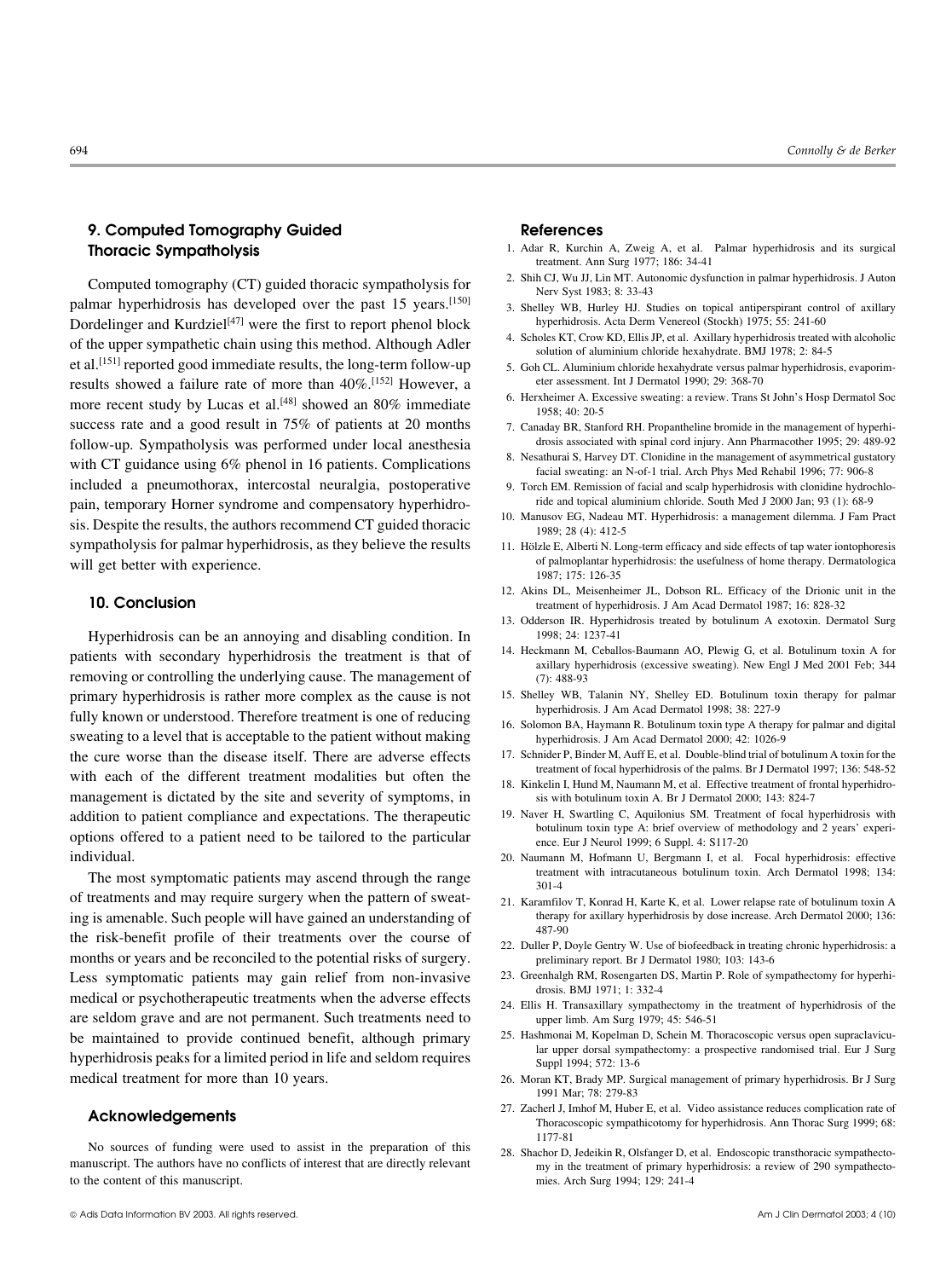## 9. Computed Tomography Guided Thoracic Sympatholysis

Computed tomography (CT) guided thoracic sympatholysis for palmar hyperhidrosis has developed over the past 15 years.[150] Dordelinger and Kurdziel[47] were the first to report phenol block of the upper sympathetic chain using this method. Although Adler et al.[151] reported good immediate results, the long-term follow-up results showed a failure rate of more than 40%.[152] However, a more recent study by Lucas et al.[48] showed an 80% immediate success rate and a good result in 75% of patients at 20 months follow-up. Sympatholysis was performed under local anesthesia with CT guidance using 6% phenol in 16 patients. Complications included a pneumothorax, intercostal neuralgia, postoperative pain, temporary Horner syndrome and compensatory hyperhidrosis. Despite the results, the authors recommend CT guided thoracic sympatholysis for palmar hyperhidrosis, as they believe the results will get better with experience.

## 10. Conclusion

Hyperhidrosis can be an annoying and disabling condition. In patients with secondary hyperhidrosis the treatment is that of removing or controlling the underlying cause. The management of primary hyperhidrosis is rather more complex as the cause is not fully known or understood. Therefore treatment is one of reducing sweating to a level that is acceptable to the patient without making the cure worse than the disease itself. There are adverse effects with each of the different treatment modalities but often the management is dictated by the site and severity of symptoms, in addition to patient compliance and expectations. The therapeutic options offered to a patient need to be tailored to the particular individual.

The most symptomatic patients may ascend through the range of treatments and may require surgery when the pattern of sweating is amenable. Such people will have gained an understanding of the risk-benefit profile of their treatments over the course of months or years and be reconciled to the potential risks of surgery. Less symptomatic patients may gain relief from non-invasive medical or psychotherapeutic treatments when the adverse effects are seldom grave and are not permanent. Such treatments need to be maintained to provide continued benefit, although primary hyperhidrosis peaks for a limited period in life and seldom requires medical treatment for more than 10 years.

## Acknowledgements

No sources of funding were used to assist in the preparation of this manuscript. The authors have no conflicts of interest that are directly relevant to the content of this manuscript.

## References

1. Adar R, Kurchin A, Zweig A, et al. Palmar hyperhidrosis and its surgical treatment. Ann Surg 1977; 186: 34-41
2. Shih CJ, Wu JJ, Lin MT. Autonomic dysfunction in palmar hyperhidrosis. J Auton Nerv Syst 1983; 8: 33-43
3. Shelley WB, Hurley HJ. Studies on topical antiperspirant control of axillary hyperhidrosis. Acta Derm Venereol (Stockh) 1975; 55: 241-60
4. Scholes KT, Crow KD, Ellis JP, et al. Axillary hyperhidrosis treated with alcoholic solution of aluminium chloride hexahydrate. BMJ 1978; 2: 84-5
5. Goh CL. Aluminium chloride hexahydrate versus palmar hyperhidrosis, evaporimeter assessment. Int J Dermatol 1990; 29: 368-70
6. Herxheimer A. Excessive sweating: a review. Trans St John's Hosp Dermatol Soc 1958; 40: 20-5
7. Canaday BR, Stanford RH. Propantheline bromide in the management of hyperhidrosis associated with spinal cord injury. Ann Pharmacother 1995; 29: 489-92
8. Nesathurai S, Harvey DT. Clonidine in the management of asymmetrical gustatory facial sweating: an N-of-1 trial. Arch Phys Med Rehabil 1996; 77: 906-8
9. Torch EM. Remission of facial and scalp hyperhidrosis with clonidine hydrochloride and topical aluminium chloride. South Med J 2000 Jan; 93 (1): 68-9
10. Manusov EG, Nadeau MT. Hyperhidrosis: a management dilemma. J Fam Pract 1989; 28 (4): 412-5
11. Hölzle E, Alberti N. Long-term efficacy and side effects of tap water iontophoresis of palmoplantar hyperhidrosis: the usefulness of home therapy. Dermatologica 1987; 175: 126-35
12. Akins DL, Meisenheimer JL, Dobson RL. Efficacy of the Drionic unit in the treatment of hyperhidrosis. J Am Acad Dermatol 1987; 16: 828-32
13. Odderson IR. Hyperhidrosis treated by botulinum A exotoxin. Dermatol Surg 1998; 24: 1237-41
14. Heckmann M, Ceballos-Baumann AO, Plewig G, et al. Botulinum toxin A for axillary hyperhidrosis (excessive sweating). New Engl J Med 2001 Feb; 344 (7): 488-93
15. Shelley WB, Talanin NY, Shelley ED. Botulinum toxin therapy for palmar hyperhidrosis. J Am Acad Dermatol 1998; 38: 227-9
16. Solomon BA, Haymann R. Botulinum toxin type A therapy for palmar and digital hyperhidrosis. J Am Acad Dermatol 2000; 42: 1026-9
17. Schnider P, Binder M, Auff E, et al. Double-blind trial of botulinum A toxin for the treatment of focal hyperhidrosis of the palms. Br J Dermatol 1997; 136: 548-52
18. Kinkelin I, Hund M, Naumann M, et al. Effective treatment of frontal hyperhidrosis with botulinum toxin A. Br J Dermatol 2000; 143: 824-7
19. Naver H, Swartling C, Aquilonius SM. Treatment of focal hyperhidrosis with botulinum toxin type A: brief overview of methodology and 2 years' experience. Eur J Neurol 1999; 6 Suppl. 4: S117-20
20. Naumann M, Hofmann U, Bergmann I, et al. Focal hyperhidrosis: effective treatment with intracutaneous botulinum toxin. Arch Dermatol 1998; 134: 301-4
21. Karamfilov T, Konrad H, Karte K, et al. Lower relapse rate of botulinum toxin A therapy for axillary hyperhidrosis by dose increase. Arch Dermatol 2000; 136: 487-90
22. Duller P, Doyle Gentry W. Use of biofeedback in treating chronic hyperhidrosis: a preliminary report. Br J Dermatol 1980; 103: 143-6
23. Greenhalgh RM, Rosengarten DS, Martin P. Role of sympathectomy for hyperhidrosis. BMJ 1971; 1: 332-4
24. Ellis H. Transaxillary sympathectomy in the treatment of hyperhidrosis of the upper limb. Am Surg 1979; 45: 546-51
25. Hashmonai M, Kopelman D, Schein M. Thoracoscopic versus open supraclavicular upper dorsal sympathectomy: a prospective randomised trial. Eur J Surg Suppl 1994; 572: 13-6
26. Moran KT, Brady MP. Surgical management of primary hyperhidrosis. Br J Surg 1991 Mar; 78: 279-83
27. Zacherl J, Imhof M, Huber E, et al. Video assistance reduces complication rate of Thoracoscopic sympathicotomy for hyperhidrosis. Ann Thorac Surg 1999; 68: 1177-81
28. Shachor D, Jedeikin R, Olsfanger D, et al. Endoscopic transthoracic sympathectomy in the treatment of primary hyperhidrosis: a review of 290 sympathectomies. Arch Surg 1994; 129: 241-4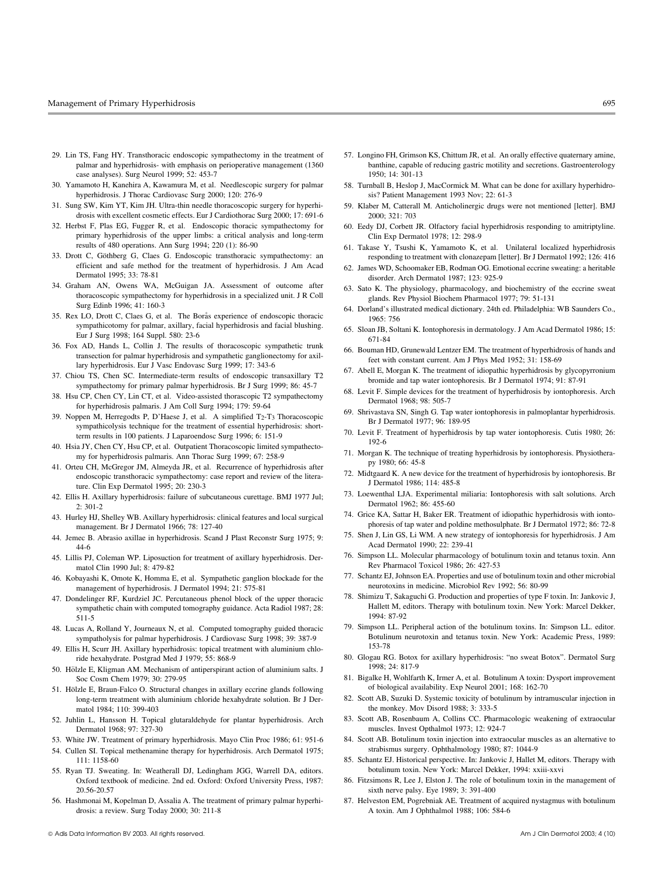29. Lin TS, Fang HY. Transthoracic endoscopic sympathectomy in the treatment of palmar and hyperhidrosis- with emphasis on perioperative management (1360 case analyses). Surg Neurol 1999; 52: 453-7
30. Yamamoto H, Kanehira A, Kawamura M, et al. Needlescopic surgery for palmar hyperhidrosis. J Thorac Cardiovasc Surg 2000; 120: 276-9
31. Sung SW, Kim YT, Kim JH. Ultra-thin needle thoracoscopic surgery for hyperhidrosis with excellent cosmetic effects. Eur J Cardiothorac Surg 2000; 17: 691-6
32. Herbst F, Plas EG, Fugger R, et al. Endoscopic thoracic sympathectomy for primary hyperhidrosis of the upper limbs: a critical analysis and long-term results of 480 operations. Ann Surg 1994; 220 (1): 86-90
33. Drott C, Göthberg G, Claes G. Endoscopic transthoracic sympathectomy: an efficient and safe method for the treatment of hyperhidrosis. J Am Acad Dermatol 1995; 33: 78-81
34. Graham AN, Owens WA, McGuigan JA. Assessment of outcome after thoracoscopic sympathectomy for hyperhidrosis in a specialized unit. J R Coll Surg Edinb 1996; 41: 160-3
35. Rex LO, Drott C, Claes G, et al. The Borås experience of endoscopic thoracic sympathicotomy for palmar, axillary, facial hyperhidrosis and facial blushing. Eur J Surg 1998; 164 Suppl. 580: 23-6
36. Fox AD, Hands L, Collin J. The results of thoracoscopic sympathetic trunk transection for palmar hyperhidrosis and sympathetic ganglionectomy for axillary hyperhidrosis. Eur J Vasc Endovasc Surg 1999; 17: 343-6
37. Chiou TS, Chen SC. Intermediate-term results of endoscopic transaxillary T2 sympathectomy for primary palmar hyperhidrosis. Br J Surg 1999; 86: 45-7
38. Hsu CP, Chen CY, Lin CT, et al. Video-assisted thoracoscopic T2 sympathectomy for hyperhidrosis palmaris. J Am Coll Surg 1994; 179: 59-64
39. Noppen M, Herregodts P, D'Haese J, et al. A simplified $T_2$-$T_3$ Thoracoscopic sympathicolysis technique for the treatment of essential hyperhidrosis: short-term results in 100 patients. J Laparoendosc Surg 1996; 6: 151-9
40. Hsia JY, Chen CY, Hsu CP, et al. Outpatient Thoracoscopic limited sympathectomy for hyperhidrosis palmaris. Ann Thorac Surg 1999; 67: 258-9
41. Orteu CH, McGregor JM, Almeyda JR, et al. Recurrence of hyperhidrosis after endoscopic transthoracic sympathectomy: case report and review of the literature. Clin Exp Dermatol 1995; 20: 230-3
42. Ellis H. Axillary hyperhidrosis: failure of subcutaneous curettage. BMJ 1977 Jul; 2: 301-2
43. Hurley HJ, Shelley WB. Axillary hyperhidrosis: clinical features and local surgical management. Br J Dermatol 1966; 78: 127-40
44. Jemec B. Abrasio axillae in hyperhidrosis. Scand J Plast Reconstr Surg 1975; 9: 44-6
45. Lillis PJ, Coleman WP. Liposuction for treatment of axillary hyperhidrosis. Dermatol Clin 1990 Jul; 8: 479-82
46. Kobayashi K, Omote K, Homma E, et al. Sympathetic ganglion blockade for the management of hyperhidrosis. J Dermatol 1994; 21: 575-81
47. Dondelinger RF, Kurdziel JC. Percutaneous phenol block of the upper thoracic sympathetic chain with computed tomography guidance. Acta Radiol 1987; 28: 511-5
48. Lucas A, Rolland Y, Journeaux N, et al. Computed tomography guided thoracic sympatholysis for palmar hyperhidrosis. J Cardiovasc Surg 1998; 39: 387-9
49. Ellis H, Scurr JH. Axillary hyperhidrosis: topical treatment with aluminium chloride hexahydrate. Postgrad Med J 1979; 55: 868-9
50. Hölzle E, Kligman AM. Mechanism of antiperspirant action of aluminium salts. J Soc Cosm Chem 1979; 30: 279-95
51. Hölzle E, Braun-Falco O. Structural changes in axillary eccrine glands following long-term treatment with aluminium chloride hexahydrate solution. Br J Dermatol 1984; 110: 399-403
52. Juhlin L, Hansson H. Topical glutaraldehyde for plantar hyperhidrosis. Arch Dermatol 1968; 97: 327-30
53. White JW. Treatment of primary hyperhidrosis. Mayo Clin Proc 1986; 61: 951-6
54. Cullen SI. Topical methenamine therapy for hyperhidrosis. Arch Dermatol 1975; 111: 1158-60
55. Ryan TJ. Sweating. In: Weatherall DJ, Ledingham JGG, Warrell DA, editors. Oxford textbook of medicine. 2nd ed. Oxford: Oxford University Press, 1987: 20.56-20.57
56. Hashmonai M, Kopelman D, Assalia A. The treatment of primary palmar hyperhidrosis: a review. Surg Today 2000; 30: 211-8
57. Longino FH, Grimson KS, Chittum JR, et al. An orally effective quaternary amine, banthine, capable of reducing gastric motility and secretions. Gastroenterology 1950; 14: 301-13
58. Turnball B, Heslop J, MacCormick M. What can be done for axillary hyperhidrosis? Patient Management 1993 Nov; 22: 61-3
59. Klaber M, Catterall M. Anticholinergic drugs were not mentioned [letter]. BMJ 2000; 321: 703
60. Eedy DJ, Corbett JR. Olfactory facial hyperhidrosis responding to amitriptyline. Clin Exp Dermatol 1978; 12: 298-9
61. Takase Y, Tsushi K, Yamamoto K, et al. Unilateral localized hyperhidrosis responding to treatment with clonazepam [letter]. Br J Dermatol 1992; 126: 416
62. James WD, Schoomaker EB, Rodman OG. Emotional eccrine sweating: a heritable disorder. Arch Dermatol 1987; 123: 925-9
63. Sato K. The physiology, pharmacology, and biochemistry of the eccrine sweat glands. Rev Physiol Biochem Pharmacol 1977; 79: 51-131
64. Dorland's illustrated medical dictionary. 24th ed. Philadelphia: WB Saunders Co., 1965: 756
65. Sloan JB, Soltani K. Iontophoresis in dermatology. J Am Acad Dermatol 1986; 15: 671-84
66. Bouman HD, Grunewald Lentzer EM. The treatment of hyperhidrosis of hands and feet with constant current. Am J Phys Med 1952; 31: 158-69
67. Abell E, Morgan K. The treatment of idiopathic hyperhidrosis by glycopyrronium bromide and tap water iontophoresis. Br J Dermatol 1974; 91: 87-91
68. Levit F. Simple devices for the treatment of hyperhidrosis by iontophoresis. Arch Dermatol 1968; 98: 505-7
69. Shrivastava SN, Singh G. Tap water iontophoresis in palmoplantar hyperhidrosis. Br J Dermatol 1977; 96: 189-95
70. Levit F. Treatment of hyperhidrosis by tap water iontophoresis. Cutis 1980; 26: 192-6
71. Morgan K. The technique of treating hyperhidrosis by iontophoresis. Physiotherapy 1980; 66: 45-8
72. Midtgaard K. A new device for the treatment of hyperhidrosis by iontophoresis. Br J Dermatol 1986; 114: 485-8
73. Loewenthal LJA. Experimental miliaria: Iontophoresis with salt solutions. Arch Dermatol 1962; 86: 455-60
74. Grice KA, Sattar H, Baker ER. Treatment of idiopathic hyperhidrosis with iontophoresis of tap water and poldine methosulphate. Br J Dermatol 1972; 86: 72-8
75. Shen J, Lin GS, Li WM. A new strategy of iontophoresis for hyperhidrosis. J Am Acad Dermatol 1990; 22: 239-41
76. Simpson LL. Molecular pharmacology of botulinum toxin and tetanus toxin. Ann Rev Pharmacol Toxicol 1986; 26: 427-53
77. Schantz EJ, Johnson EA. Properties and use of botulinum toxin and other microbial neurotoxins in medicine. Microbiol Rev 1992; 56: 80-99
78. Shimizu T, Sakaguchi G. Production and properties of type F toxin. In: Jankovic J, Hallett M, editors. Therapy with botulinum toxin. New York: Marcel Dekker, 1994: 87-92
79. Simpson LL. Peripheral action of the botulinum toxins. In: Simpson LL. editor. Botulinum neurotoxin and tetanus toxin. New York: Academic Press, 1989: 153-78
80. Glogau RG. Botox for axillary hyperhidrosis: "no sweat Botox". Dermatol Surg 1998; 24: 817-9
81. Bigalke H, Wohlfarth K, Irmer A, et al. Botulinum A toxin: Dysport improvement of biological availability. Exp Neurol 2001; 168: 162-70
82. Scott AB, Suzuki D. Systemic toxicity of botulinum by intramuscular injection in the monkey. Mov Disord 1988; 3: 333-5
83. Scott AB, Rosenbaum A, Collins CC. Pharmacologic weakening of extraocular muscles. Invest Opthalmol 1973; 12: 924-7
84. Scott AB. Botulinum toxin injection into extraocular muscles as an alternative to strabismus surgery. Ophthalmology 1980; 87: 1044-9
85. Schantz EJ. Historical perspective. In: Jankovic J, Hallet M, editors. Therapy with botulinum toxin. New York: Marcel Dekker, 1994: xxiii-xxvi
86. Fitzsimons R, Lee J, Elston J. The role of botulinum toxin in the management of sixth nerve palsy. Eye 1989; 3: 391-400
87. Helveston EM, Pogrebniak AE. Treatment of acquired nystagmus with botulinum A toxin. Am J Ophthalmol 1988; 106: 584-6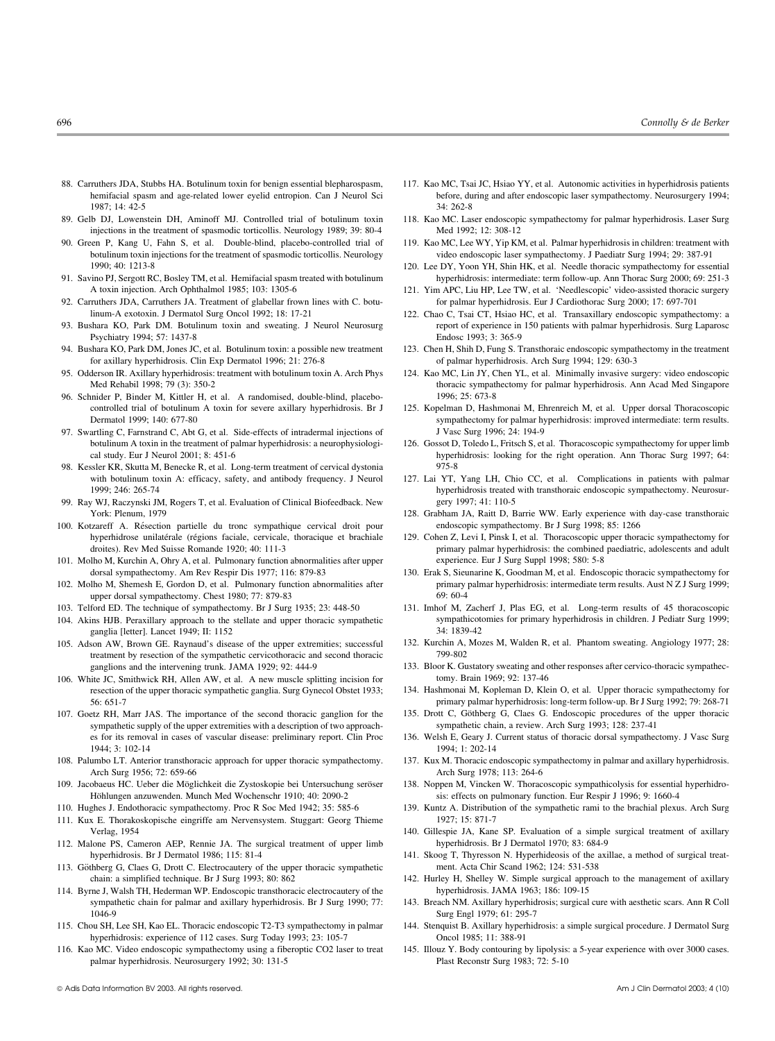88. Carruthers JDA, Stubbs HA. Botulinum toxin for benign essential blepharospasm, hemifacial spasm and age-related lower eyelid entropion. Can J Neurol Sci 1987; 14: 42-5
89. Gelb DJ, Lowenstein DH, Aminoff MJ. Controlled trial of botulinum toxin injections in the treatment of spasmodic torticollis. Neurology 1989; 39: 80-4
90. Green P, Kang U, Fahn S, et al. Double-blind, placebo-controlled trial of botulinum toxin injections for the treatment of spasmodic torticollis. Neurology 1990; 40: 1213-8
91. Savino PJ, Sergott RC, Bosley TM, et al. Hemifacial spasm treated with botulinum A toxin injection. Arch Ophthalmol 1985; 103: 1305-6
92. Carruthers JDA, Carruthers JA. Treatment of glabellar frown lines with C. botulinum-A exotoxin. J Dermatol Surg Oncol 1992; 18: 17-21
93. Bushara KO, Park DM. Botulinum toxin and sweating. J Neurol Neurosurg Psychiatry 1994; 57: 1437-8
94. Bushara KO, Park DM, Jones JC, et al. Botulinum toxin: a possible new treatment for axillary hyperhidrosis. Clin Exp Dermatol 1996; 21: 276-8
95. Odderson IR. Axillary hyperhidrosis: treatment with botulinum toxin A. Arch Phys Med Rehabil 1998; 79 (3): 350-2
96. Schnider P, Binder M, Kittler H, et al. A randomised, double-blind, placebo-controlled trial of botulinum A toxin for severe axillary hyperhidrosis. Br J Dermatol 1999; 140: 677-80
97. Swartling C, Farnstrand C, Abt G, et al. Side-effects of intradermal injections of botulinum A toxin in the treatment of palmar hyperhidrosis: a neurophysiological study. Eur J Neurol 2001; 8: 451-6
98. Kessler KR, Skutta M, Benecke R, et al. Long-term treatment of cervical dystonia with botulinum toxin A: efficacy, safety, and antibody frequency. J Neurol 1999; 246: 265-74
99. Ray WJ, Raczynski JM, Rogers T, et al. Evaluation of Clinical Biofeedback. New York: Plenum, 1979
100. Kotzareff A. Résection partielle du tronc sympathique cervical droit pour hyperhidrose unilatérale (régions faciale, cervicale, thoracique et brachiale droites). Rev Med Suisse Romande 1920; 40: 111-3
101. Molho M, Kurchin A, Ohry A, et al. Pulmonary function abnormalities after upper dorsal sympathectomy. Am Rev Respir Dis 1977; 116: 879-83
102. Molho M, Shemesh E, Gordon D, et al. Pulmonary function abnormalities after upper dorsal sympathectomy. Chest 1980; 77: 879-83
103. Telford ED. The technique of sympathectomy. Br J Surg 1935; 23: 448-50
104. Akins HJB. Peraxillary approach to the stellate and upper thoracic sympathetic ganglia [letter]. Lancet 1949; II: 1152
105. Adson AW, Brown GE. Raynaud's disease of the upper extremities; successful treatment by resection of the sympathetic cervicothoracic and second thoracic ganglions and the intervening trunk. JAMA 1929; 92: 444-9
106. White JC, Smithwick RH, Allen AW, et al. A new muscle splitting incision for resection of the upper thoracic sympathetic ganglia. Surg Gynecol Obstet 1933; 56: 651-7
107. Goetz RH, Marr JAS. The importance of the second thoracic ganglion for the sympathetic supply of the upper extremities with a description of two approaches for its removal in cases of vascular disease: preliminary report. Clin Proc 1944; 3: 102-14
108. Palumbo LT. Anterior transthoracic approach for upper thoracic sympathectomy. Arch Surg 1956; 72: 659-66
109. Jacobaeus HC. Ueber die Möglichkeit die Zystoskopie bei Untersuchung seröser Höhlungen anzuwenden. Munch Med Wochenschr 1910; 40: 2090-2
110. Hughes J. Endothoracic sympathectomy. Proc R Soc Med 1942; 35: 585-6
111. Kux E. Thorakoskopische eingriffe am Nervensystem. Stuggart: Georg Thieme Verlag, 1954
112. Malone PS, Cameron AEP, Rennie JA. The surgical treatment of upper limb hyperhidrosis. Br J Dermatol 1986; 115: 81-4
113. Göthberg G, Claes G, Drott C. Electrocautery of the upper thoracic sympathetic chain: a simplified technique. Br J Surg 1993; 80: 862
114. Byrne J, Walsh TH, Hederman WP. Endoscopic transthoracic electrocautery of the sympathetic chain for palmar and axillary hyperhidrosis. Br J Surg 1990; 77: 1046-9
115. Chou SH, Lee SH, Kao EL. Thoracic endoscopic T2-T3 sympathectomy in palmar hyperhidrosis: experience of 112 cases. Surg Today 1993; 23: 105-7
116. Kao MC. Video endoscopic sympathectomy using a fiberoptic CO2 laser to treat palmar hyperhidrosis. Neurosurgery 1992; 30: 131-5
117. Kao MC, Tsai JC, Hsiao YY, et al. Autonomic activities in hyperhidrosis patients before, during and after endoscopic laser sympathectomy. Neurosurgery 1994; 34: 262-8
118. Kao MC. Laser endoscopic sympathectomy for palmar hyperhidrosis. Laser Surg Med 1992; 12: 308-12
119. Kao MC, Lee WY, Yip KM, et al. Palmar hyperhidrosis in children: treatment with video endoscopic laser sympathectomy. J Paediatr Surg 1994; 29: 387-91
120. Lee DY, Yoon YH, Shin HK, et al. Needle thoracic sympathectomy for essential hyperhidrosis: intermediate: term follow-up. Ann Thorac Surg 2000; 69: 251-3
121. Yim APC, Liu HP, Lee TW, et al. 'Needlescopic' video-assisted thoracic surgery for palmar hyperhidrosis. Eur J Cardiothorac Surg 2000; 17: 697-701
122. Chao C, Tsai CT, Hsiao HC, et al. Transaxillary endoscopic sympathectomy: a report of experience in 150 patients with palmar hyperhidrosis. Surg Laparosc Endosc 1993; 3: 365-9
123. Chen H, Shih D, Fung S. Transthoracic endoscopic sympathectomy in the treatment of palmar hyperhidrosis. Arch Surg 1994; 129: 630-3
124. Kao MC, Lin JY, Chen YL, et al. Minimally invasive surgery: video endoscopic thoracic sympathectomy for palmar hyperhidrosis. Ann Acad Med Singapore 1996; 25: 673-8
125. Kopelman D, Hashmonai M, Ehrenreich M, et al. Upper dorsal Thoracoscopic sympathectomy for palmar hyperhidrosis: improved intermediate: term results. J Vasc Surg 1996; 24: 194-9
126. Gossot D, Toledo L, Fritsch S, et al. Thoracoscopic sympathectomy for upper limb hyperhidrosis: looking for the right operation. Ann Thorac Surg 1997; 64: 975-8
127. Lai YT, Yang LH, Chio CC, et al. Complications in patients with palmar hyperhidrosis treated with transthoracic endoscopic sympathectomy. Neurosurgery 1997; 41: 110-5
128. Grabham JA, Raitt D, Barrie WW. Early experience with day-case transthoracic endoscopic sympathectomy. Br J Surg 1998; 85: 1266
129. Cohen Z, Levi I, Pinsk I, et al. Thoracoscopic upper thoracic sympathectomy for primary palmar hyperhidrosis: the combined paediatric, adolescents and adult experience. Eur J Surg Suppl 1998; 580: 5-8
130. Erak S, Sieunarine K, Goodman M, et al. Endoscopic thoracic sympathectomy for primary palmar hyperhidrosis: intermediate term results. Aust N Z J Surg 1999; 69: 60-4
131. Imhof M, Zacherf J, Plas EG, et al. Long-term results of 45 thoracoscopic sympathicotomies for primary hyperhidrosis in children. J Pediatr Surg 1999; 34: 1839-42
132. Kurchin A, Mozes M, Walden R, et al. Phantom sweating. Angiology 1977; 28: 799-802
133. Bloor K. Gustatory sweating and other responses after cervico-thoracic sympathectomy. Brain 1969; 92: 137-46
134. Hashmonai M, Kopleman D, Klein O, et al. Upper thoracic sympathectomy for primary palmar hyperhidrosis: long-term follow-up. Br J Surg 1992; 79: 268-71
135. Drott C, Göthberg G, Claes G. Endoscopic procedures of the upper thoracic sympathetic chain, a review. Arch Surg 1993; 128: 237-41
136. Welsh E, Geary J. Current status of thoracic dorsal sympathectomy. J Vasc Surg 1994; 1: 202-14
137. Kux M. Thoracic endoscopic sympathectomy in palmar and axillary hyperhidrosis. Arch Surg 1978; 113: 264-6
138. Noppen M, Vincken W. Thoracoscopic sympathicolysis for essential hyperhidrosis: effects on pulmonary function. Eur Respir J 1996; 9: 1660-4
139. Kuntz A. Distribution of the sympathetic rami to the brachial plexus. Arch Surg 1927; 15: 871-7
140. Gillespie JA, Kane SP. Evaluation of a simple surgical treatment of axillary hyperhidrosis. Br J Dermatol 1970; 83: 684-9
141. Skoog T, Thyresson N. Hyperhideosis of the axillae, a method of surgical treatment. Acta Chir Scand 1962; 124: 531-538
142. Hurley H, Shelley W. Simple surgical approach to the management of axillary hyperhidrosis. JAMA 1963; 186: 109-15
143. Breach NM. Axillary hyperhidrosis; surgical cure with aesthetic scars. Ann R Coll Surg Engl 1979; 61: 295-7
144. Stenquist B. Axillary hyperhidrosis: a simple surgical procedure. J Dermatol Surg Oncol 1985; 11: 388-91
145. Illouz Y. Body contouring by lipolysis: a 5-year experience with over 3000 cases. Plast Reconstr Surg 1983; 72: 5-10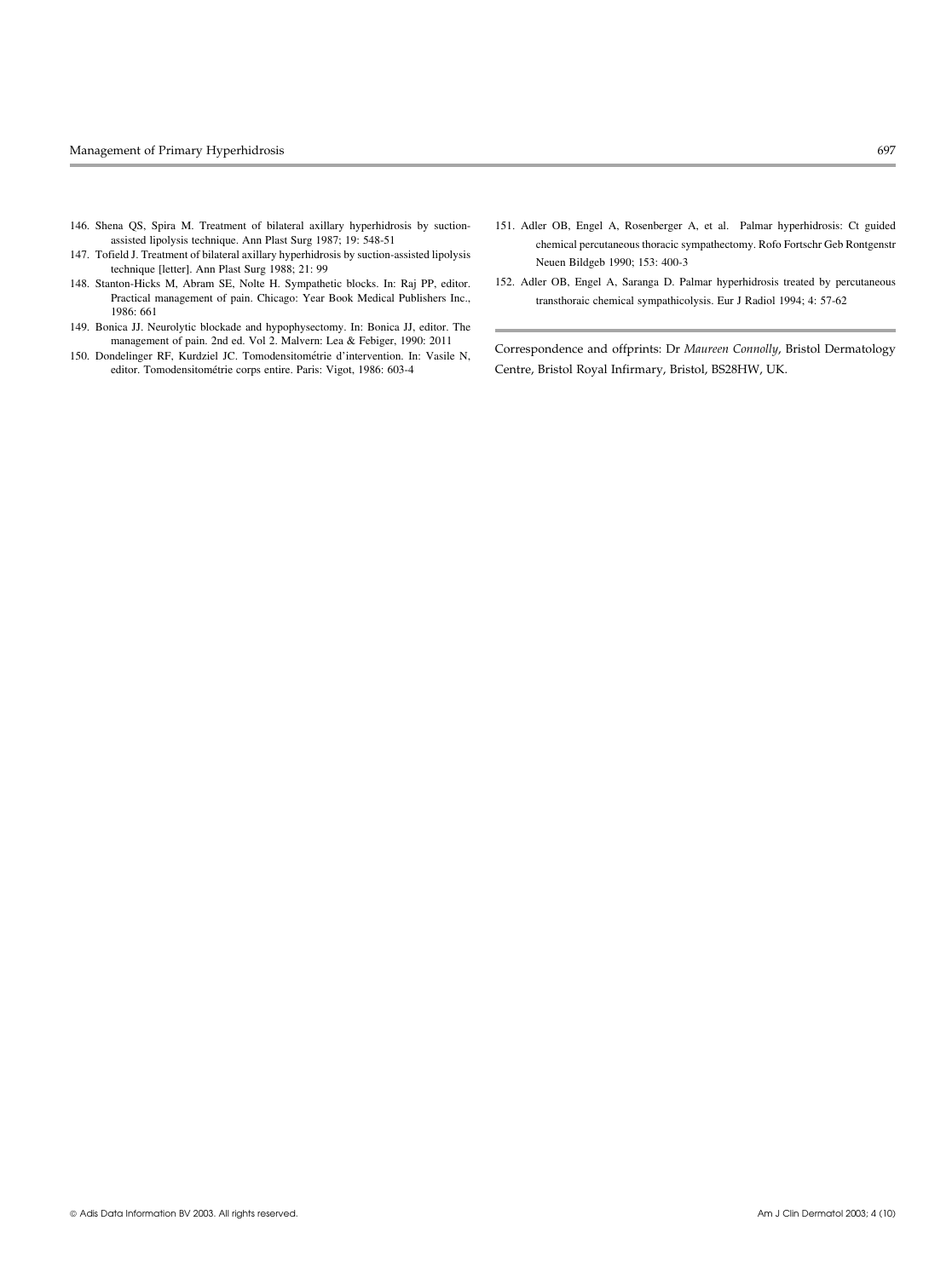146. Shena QS, Spira M. Treatment of bilateral axillary hyperhidrosis by suction-assisted lipolysis technique. Ann Plast Surg 1987; 19: 548-51
147. Tofield J. Treatment of bilateral axillary hyperhidrosis by suction-assisted lipolysis technique [letter]. Ann Plast Surg 1988; 21: 99
148. Stanton-Hicks M, Abram SE, Nolte H. Sympathetic blocks. In: Raj PP, editor. Practical management of pain. Chicago: Year Book Medical Publishers Inc., 1986: 661
149. Bonica JJ. Neurolytic blockade and hypophysectomy. In: Bonica JJ, editor. The management of pain. 2nd ed. Vol 2. Malvern: Lea & Febiger, 1990: 2011
150. Dondelinger RF, Kurdziel JC. Tomodensitométrie d'intervention. In: Vasile N, editor. Tomodensitométrie corps entire. Paris: Vigot, 1986: 603-4
151. Adler OB, Engel A, Rosenberger A, et al. Palmar hyperhidrosis: Ct guided chemical percutaneous thoracic sympathectomy. Rofo Fortschr Geb Rontgenstr Neuen Bildgeb 1990; 153: 400-3
152. Adler OB, Engel A, Saranga D. Palmar hyperhidrosis treated by percutaneous transthoraic chemical sympathicolysis. Eur J Radiol 1994; 4: 57-62

Correspondence and offprints: Dr *Maureen Connolly*, Bristol Dermatology Centre, Bristol Royal Infirmary, Bristol, BS28HW, UK.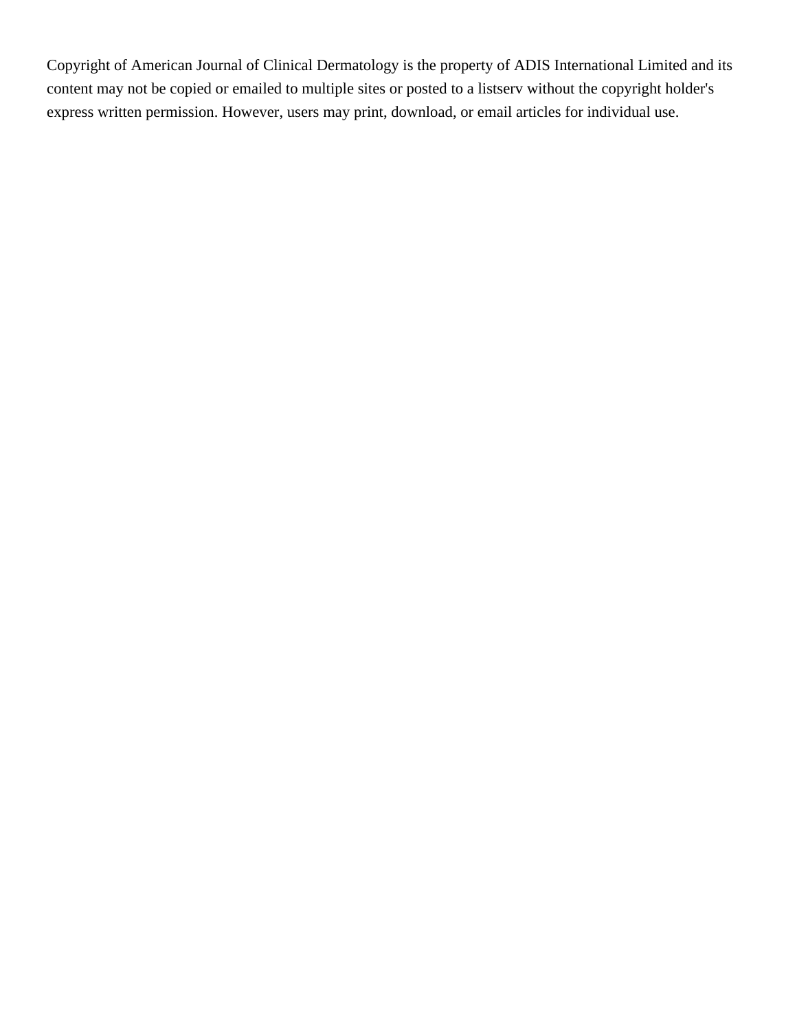Copyright of American Journal of Clinical Dermatology is the property of ADIS International Limited and its content may not be copied or emailed to multiple sites or posted to a listserv without the copyright holder's express written permission. However, users may print, download, or email articles for individual use.